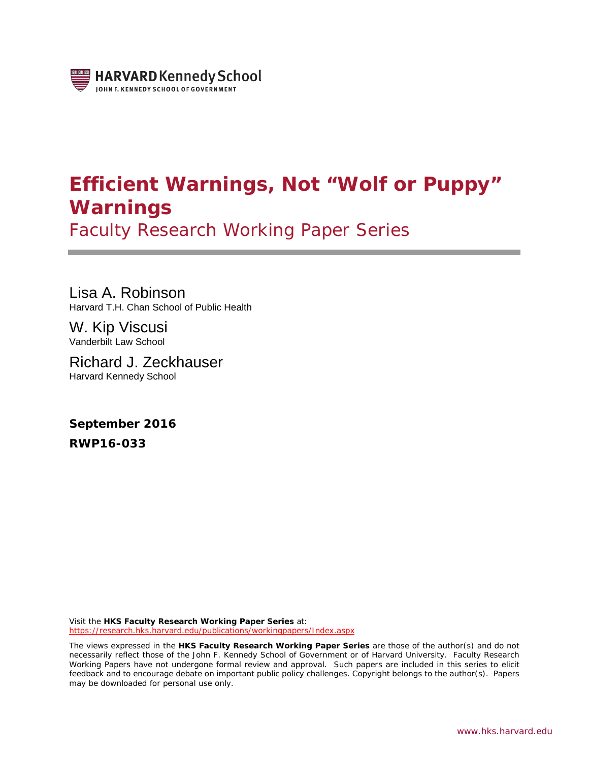HARVARD Kennedy School
JOHN F. KENNEDY SCHOOL OF GOVERNMENT

# Efficient Warnings, Not "Wolf or Puppy" Warnings

Faculty Research Working Paper Series

Lisa A. Robinson
Harvard T.H. Chan School of Public Health

W. Kip Viscusi
Vanderbilt Law School

Richard J. Zeckhauser
Harvard Kennedy School

**September 2016**

**RWP16-033**

Visit the **HKS Faculty Research Working Paper Series** at:
https://research.hks.harvard.edu/publications/workingpapers/Index.aspx

The views expressed in the **HKS Faculty Research Working Paper Series** are those of the author(s) and do not necessarily reflect those of the John F. Kennedy School of Government or of Harvard University. Faculty Research Working Papers have not undergone formal review and approval. Such papers are included in this series to elicit feedback and to encourage debate on important public policy challenges. Copyright belongs to the author(s). Papers may be downloaded for personal use only.

www.hks.harvard.edu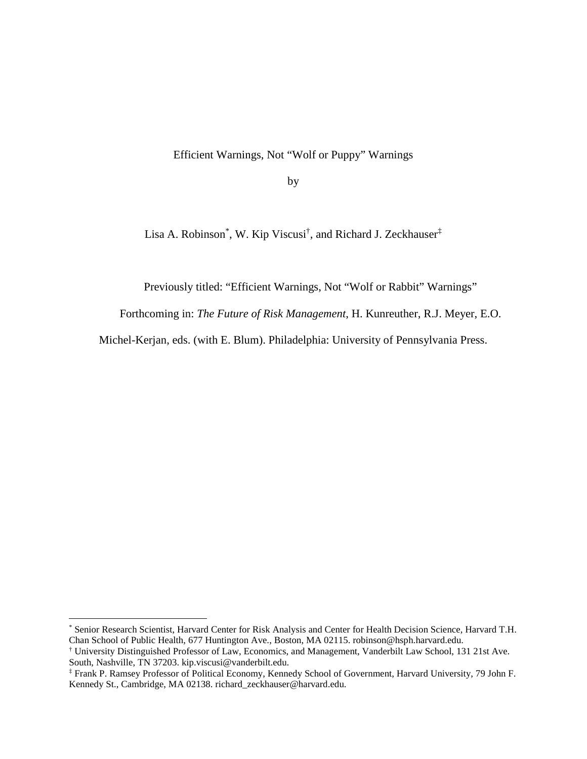# Efficient Warnings, Not "Wolf or Puppy" Warnings

by

Lisa A. Robinson[*], W. Kip Viscusi[†], and Richard J. Zeckhauser[‡]

Previously titled: "Efficient Warnings, Not "Wolf or Rabbit" Warnings"

Forthcoming in: *The Future of Risk Management*, H. Kunreuther, R.J. Meyer, E.O. Michel-Kerjan, eds. (with E. Blum). Philadelphia: University of Pennsylvania Press.

---

[*] Senior Research Scientist, Harvard Center for Risk Analysis and Center for Health Decision Science, Harvard T.H. Chan School of Public Health, 677 Huntington Ave., Boston, MA 02115. robinson@hsph.harvard.edu.

[†] University Distinguished Professor of Law, Economics, and Management, Vanderbilt Law School, 131 21st Ave. South, Nashville, TN 37203. kip.viscusi@vanderbilt.edu.

[‡] Frank P. Ramsey Professor of Political Economy, Kennedy School of Government, Harvard University, 79 John F. Kennedy St., Cambridge, MA 02138. richard_zeckhauser@harvard.edu.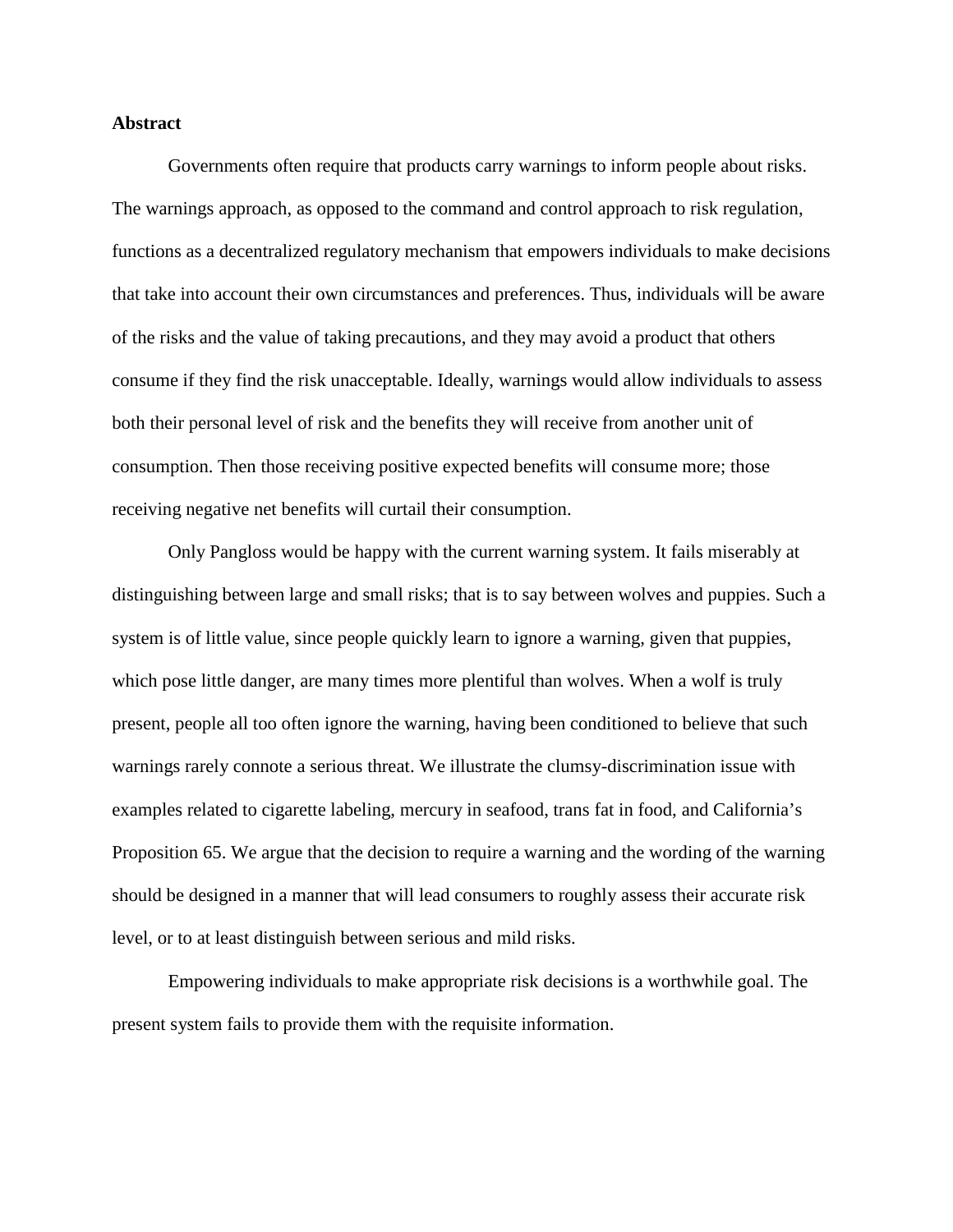**Abstract**

Governments often require that products carry warnings to inform people about risks. The warnings approach, as opposed to the command and control approach to risk regulation, functions as a decentralized regulatory mechanism that empowers individuals to make decisions that take into account their own circumstances and preferences. Thus, individuals will be aware of the risks and the value of taking precautions, and they may avoid a product that others consume if they find the risk unacceptable. Ideally, warnings would allow individuals to assess both their personal level of risk and the benefits they will receive from another unit of consumption. Then those receiving positive expected benefits will consume more; those receiving negative net benefits will curtail their consumption.

Only Pangloss would be happy with the current warning system. It fails miserably at distinguishing between large and small risks; that is to say between wolves and puppies. Such a system is of little value, since people quickly learn to ignore a warning, given that puppies, which pose little danger, are many times more plentiful than wolves. When a wolf is truly present, people all too often ignore the warning, having been conditioned to believe that such warnings rarely connote a serious threat. We illustrate the clumsy-discrimination issue with examples related to cigarette labeling, mercury in seafood, trans fat in food, and California's Proposition 65. We argue that the decision to require a warning and the wording of the warning should be designed in a manner that will lead consumers to roughly assess their accurate risk level, or to at least distinguish between serious and mild risks.

Empowering individuals to make appropriate risk decisions is a worthwhile goal. The present system fails to provide them with the requisite information.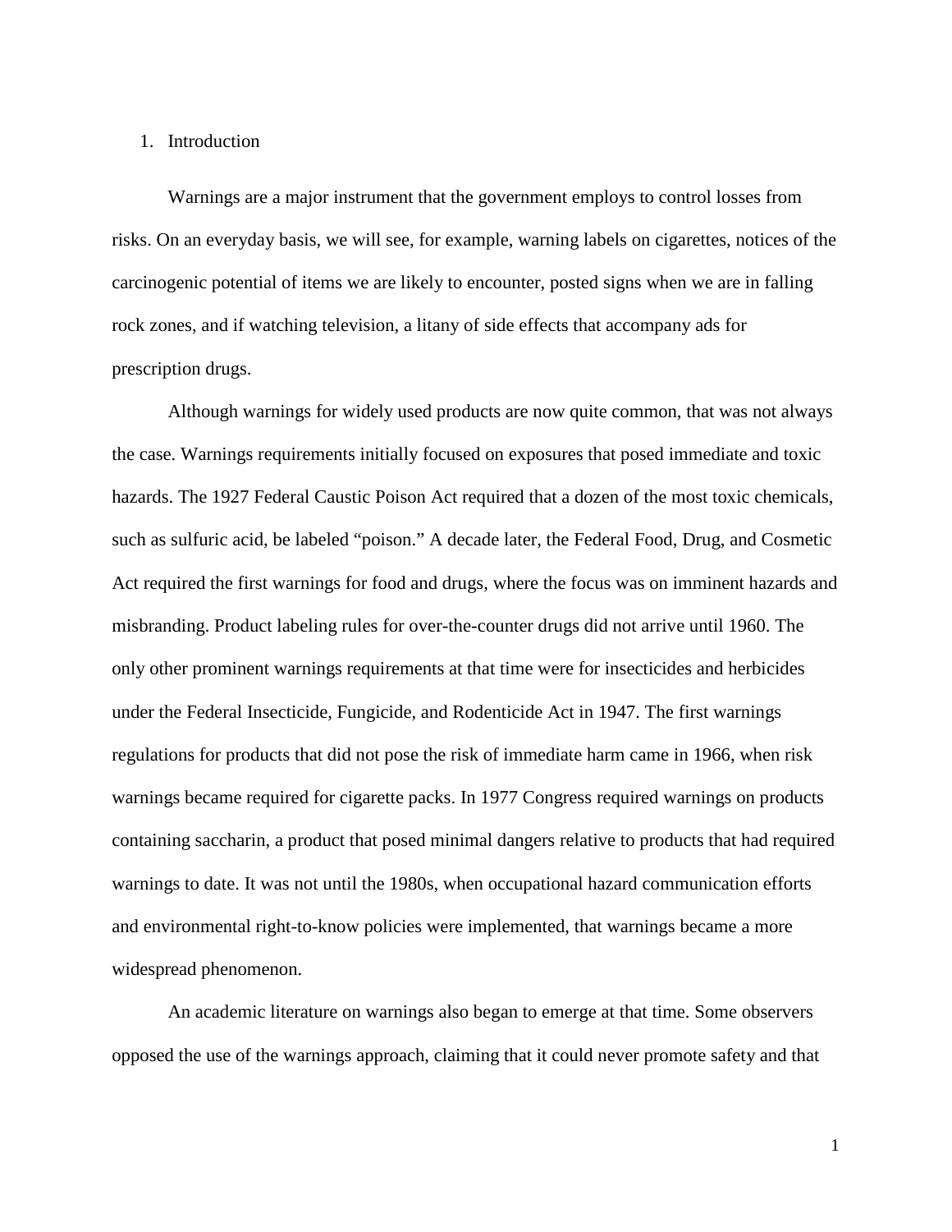# 1. Introduction

Warnings are a major instrument that the government employs to control losses from risks. On an everyday basis, we will see, for example, warning labels on cigarettes, notices of the carcinogenic potential of items we are likely to encounter, posted signs when we are in falling rock zones, and if watching television, a litany of side effects that accompany ads for prescription drugs.

Although warnings for widely used products are now quite common, that was not always the case. Warnings requirements initially focused on exposures that posed immediate and toxic hazards. The 1927 Federal Caustic Poison Act required that a dozen of the most toxic chemicals, such as sulfuric acid, be labeled "poison." A decade later, the Federal Food, Drug, and Cosmetic Act required the first warnings for food and drugs, where the focus was on imminent hazards and misbranding. Product labeling rules for over-the-counter drugs did not arrive until 1960. The only other prominent warnings requirements at that time were for insecticides and herbicides under the Federal Insecticide, Fungicide, and Rodenticide Act in 1947. The first warnings regulations for products that did not pose the risk of immediate harm came in 1966, when risk warnings became required for cigarette packs. In 1977 Congress required warnings on products containing saccharin, a product that posed minimal dangers relative to products that had required warnings to date. It was not until the 1980s, when occupational hazard communication efforts and environmental right-to-know policies were implemented, that warnings became a more widespread phenomenon.

An academic literature on warnings also began to emerge at that time. Some observers opposed the use of the warnings approach, claiming that it could never promote safety and that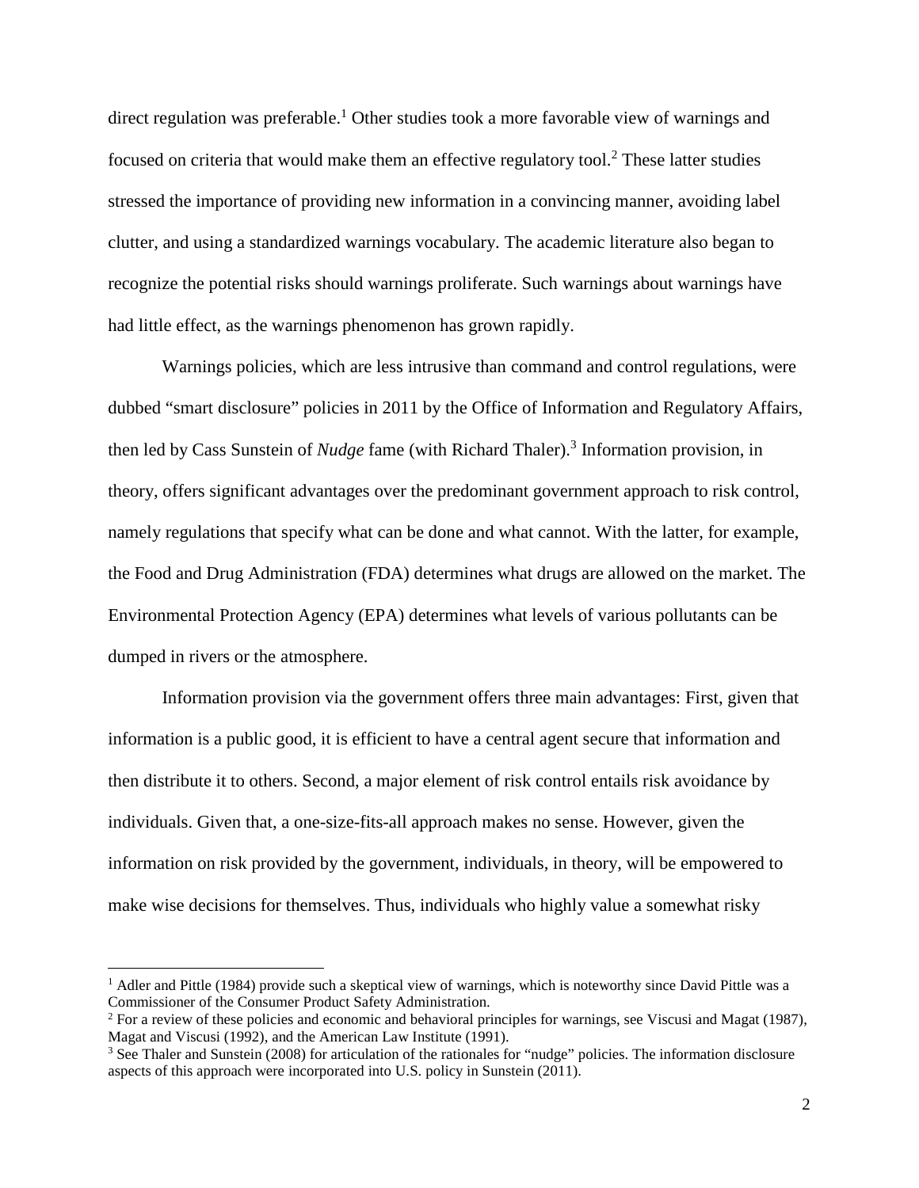direct regulation was preferable.[1] Other studies took a more favorable view of warnings and focused on criteria that would make them an effective regulatory tool.[2] These latter studies stressed the importance of providing new information in a convincing manner, avoiding label clutter, and using a standardized warnings vocabulary. The academic literature also began to recognize the potential risks should warnings proliferate. Such warnings about warnings have had little effect, as the warnings phenomenon has grown rapidly.

Warnings policies, which are less intrusive than command and control regulations, were dubbed "smart disclosure" policies in 2011 by the Office of Information and Regulatory Affairs, then led by Cass Sunstein of *Nudge* fame (with Richard Thaler).[3] Information provision, in theory, offers significant advantages over the predominant government approach to risk control, namely regulations that specify what can be done and what cannot. With the latter, for example, the Food and Drug Administration (FDA) determines what drugs are allowed on the market. The Environmental Protection Agency (EPA) determines what levels of various pollutants can be dumped in rivers or the atmosphere.

Information provision via the government offers three main advantages: First, given that information is a public good, it is efficient to have a central agent secure that information and then distribute it to others. Second, a major element of risk control entails risk avoidance by individuals. Given that, a one-size-fits-all approach makes no sense. However, given the information on risk provided by the government, individuals, in theory, will be empowered to make wise decisions for themselves. Thus, individuals who highly value a somewhat risky

[1] Adler and Pittle (1984) provide such a skeptical view of warnings, which is noteworthy since David Pittle was a Commissioner of the Consumer Product Safety Administration.

[2] For a review of these policies and economic and behavioral principles for warnings, see Viscusi and Magat (1987), Magat and Viscusi (1992), and the American Law Institute (1991).

[3] See Thaler and Sunstein (2008) for articulation of the rationales for "nudge" policies. The information disclosure aspects of this approach were incorporated into U.S. policy in Sunstein (2011).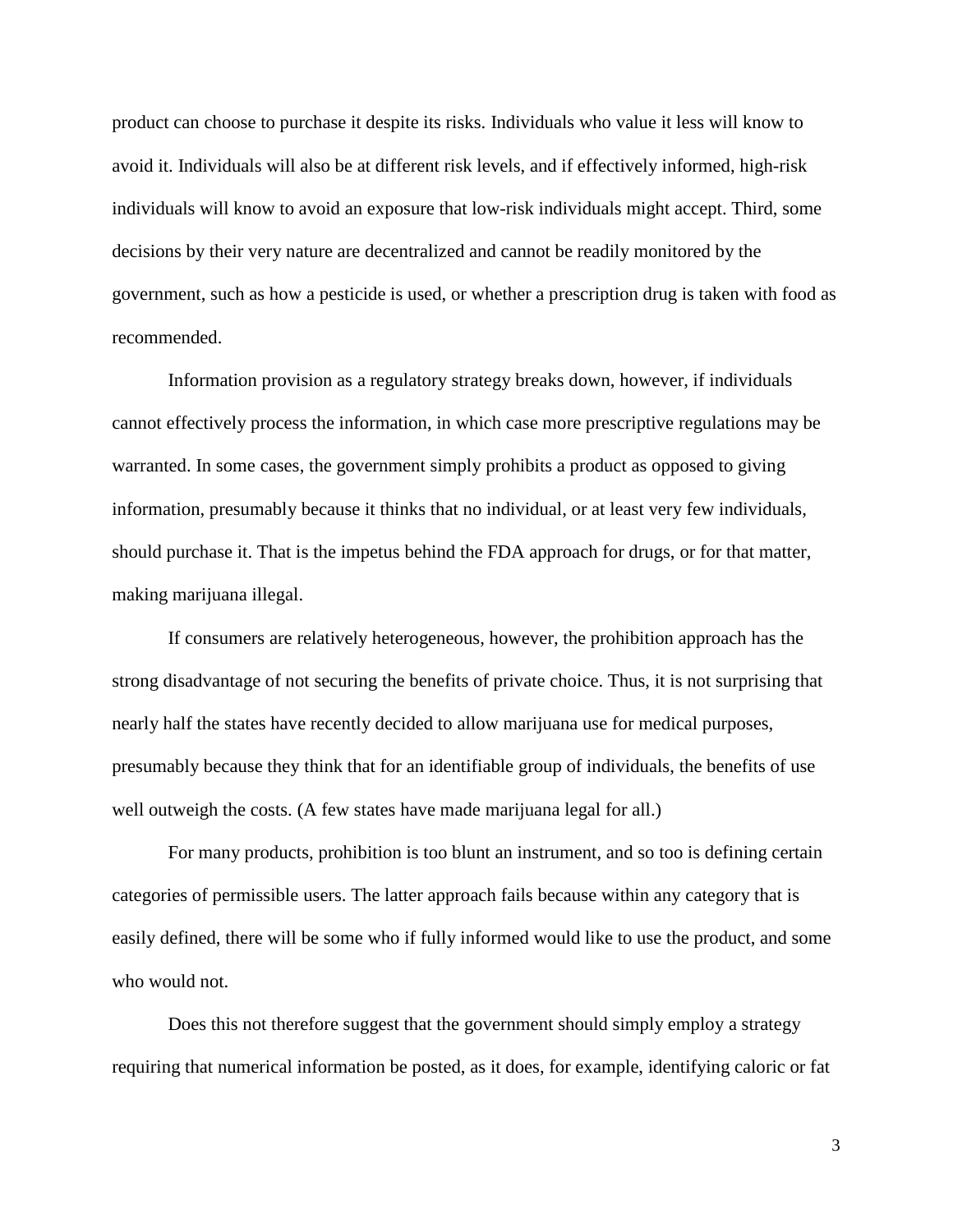product can choose to purchase it despite its risks. Individuals who value it less will know to avoid it. Individuals will also be at different risk levels, and if effectively informed, high-risk individuals will know to avoid an exposure that low-risk individuals might accept. Third, some decisions by their very nature are decentralized and cannot be readily monitored by the government, such as how a pesticide is used, or whether a prescription drug is taken with food as recommended.

Information provision as a regulatory strategy breaks down, however, if individuals cannot effectively process the information, in which case more prescriptive regulations may be warranted. In some cases, the government simply prohibits a product as opposed to giving information, presumably because it thinks that no individual, or at least very few individuals, should purchase it. That is the impetus behind the FDA approach for drugs, or for that matter, making marijuana illegal.

If consumers are relatively heterogeneous, however, the prohibition approach has the strong disadvantage of not securing the benefits of private choice. Thus, it is not surprising that nearly half the states have recently decided to allow marijuana use for medical purposes, presumably because they think that for an identifiable group of individuals, the benefits of use well outweigh the costs. (A few states have made marijuana legal for all.)

For many products, prohibition is too blunt an instrument, and so too is defining certain categories of permissible users. The latter approach fails because within any category that is easily defined, there will be some who if fully informed would like to use the product, and some who would not.

Does this not therefore suggest that the government should simply employ a strategy requiring that numerical information be posted, as it does, for example, identifying caloric or fat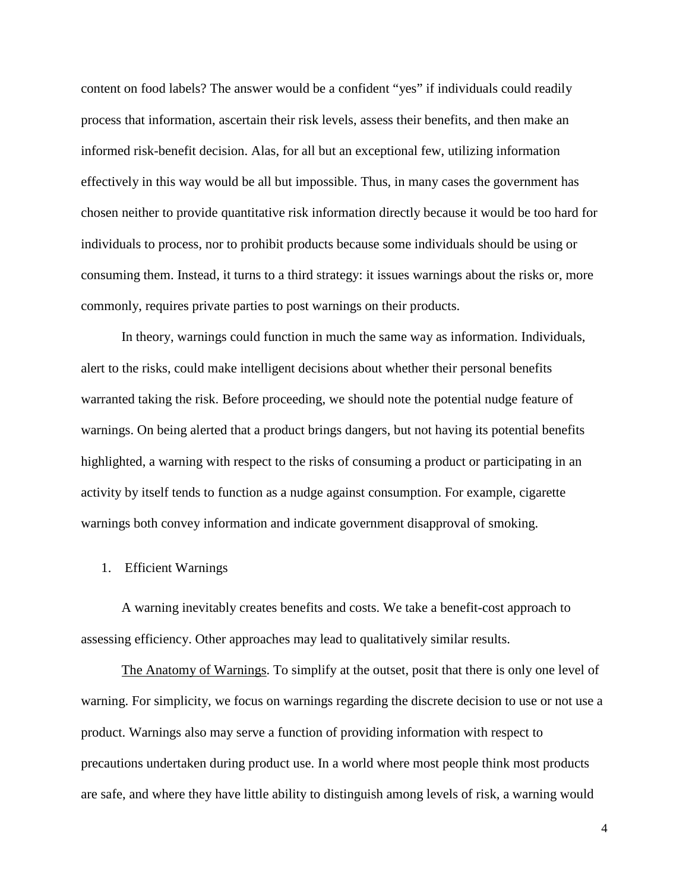content on food labels? The answer would be a confident "yes" if individuals could readily process that information, ascertain their risk levels, assess their benefits, and then make an informed risk-benefit decision. Alas, for all but an exceptional few, utilizing information effectively in this way would be all but impossible. Thus, in many cases the government has chosen neither to provide quantitative risk information directly because it would be too hard for individuals to process, nor to prohibit products because some individuals should be using or consuming them. Instead, it turns to a third strategy: it issues warnings about the risks or, more commonly, requires private parties to post warnings on their products.

In theory, warnings could function in much the same way as information. Individuals, alert to the risks, could make intelligent decisions about whether their personal benefits warranted taking the risk. Before proceeding, we should note the potential nudge feature of warnings. On being alerted that a product brings dangers, but not having its potential benefits highlighted, a warning with respect to the risks of consuming a product or participating in an activity by itself tends to function as a nudge against consumption. For example, cigarette warnings both convey information and indicate government disapproval of smoking.

1. Efficient Warnings

A warning inevitably creates benefits and costs. We take a benefit-cost approach to assessing efficiency. Other approaches may lead to qualitatively similar results.

<u>The Anatomy of Warnings</u>. To simplify at the outset, posit that there is only one level of warning. For simplicity, we focus on warnings regarding the discrete decision to use or not use a product. Warnings also may serve a function of providing information with respect to precautions undertaken during product use. In a world where most people think most products are safe, and where they have little ability to distinguish among levels of risk, a warning would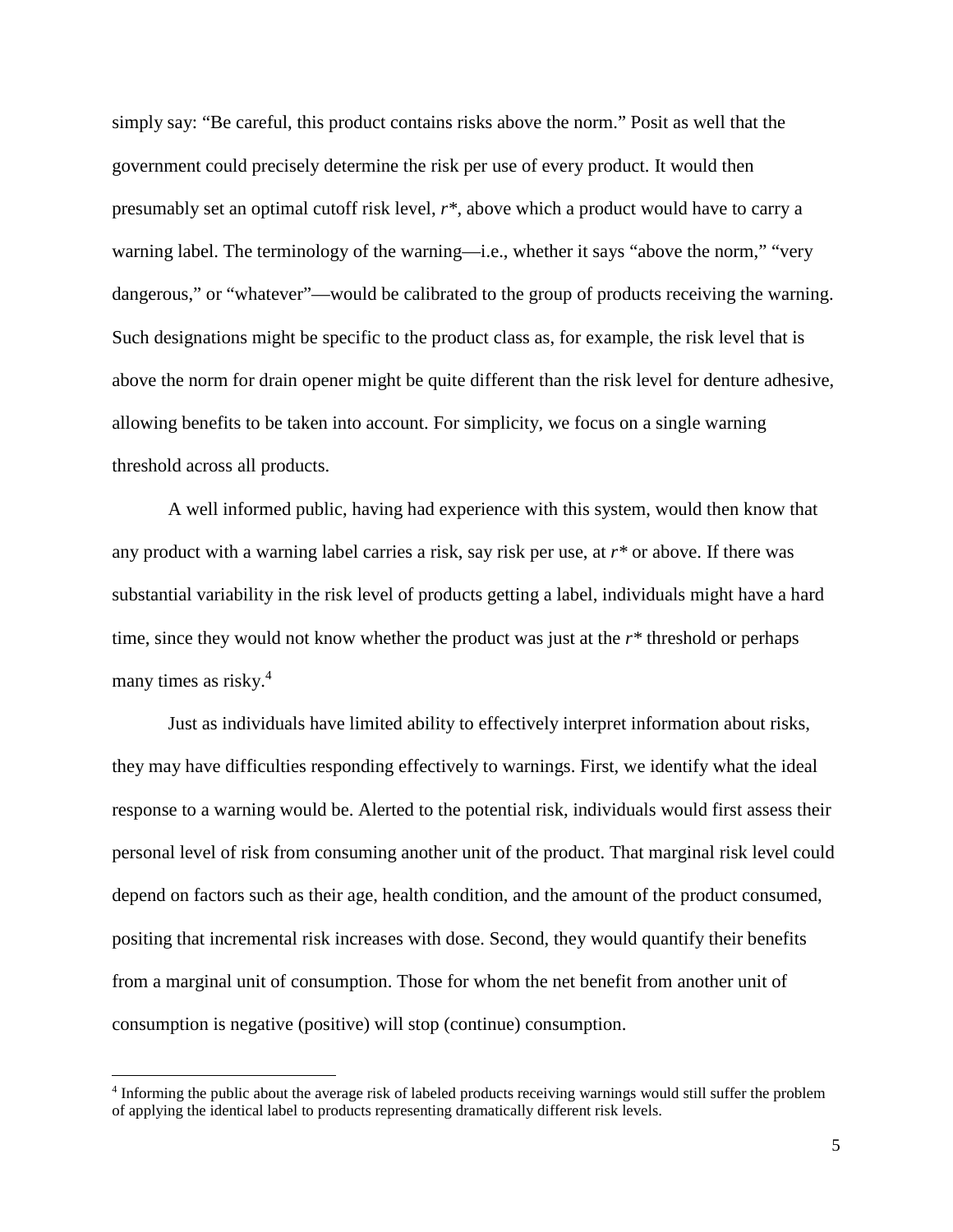simply say: "Be careful, this product contains risks above the norm." Posit as well that the government could precisely determine the risk per use of every product. It would then presumably set an optimal cutoff risk level, $r^*$, above which a product would have to carry a warning label. The terminology of the warning—i.e., whether it says "above the norm," "very dangerous," or "whatever"—would be calibrated to the group of products receiving the warning. Such designations might be specific to the product class as, for example, the risk level that is above the norm for drain opener might be quite different than the risk level for denture adhesive, allowing benefits to be taken into account. For simplicity, we focus on a single warning threshold across all products.

A well informed public, having had experience with this system, would then know that any product with a warning label carries a risk, say risk per use, at $r^*$ or above. If there was substantial variability in the risk level of products getting a label, individuals might have a hard time, since they would not know whether the product was just at the $r^*$ threshold or perhaps many times as risky.[4]

Just as individuals have limited ability to effectively interpret information about risks, they may have difficulties responding effectively to warnings. First, we identify what the ideal response to a warning would be. Alerted to the potential risk, individuals would first assess their personal level of risk from consuming another unit of the product. That marginal risk level could depend on factors such as their age, health condition, and the amount of the product consumed, positing that incremental risk increases with dose. Second, they would quantify their benefits from a marginal unit of consumption. Those for whom the net benefit from another unit of consumption is negative (positive) will stop (continue) consumption.

[4] Informing the public about the average risk of labeled products receiving warnings would still suffer the problem of applying the identical label to products representing dramatically different risk levels.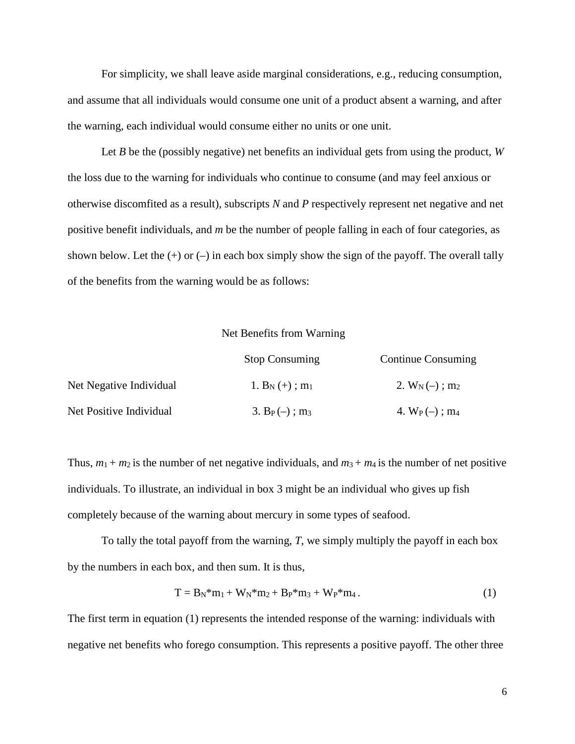For simplicity, we shall leave aside marginal considerations, e.g., reducing consumption, and assume that all individuals would consume one unit of a product absent a warning, and after the warning, each individual would consume either no units or one unit.

Let *B* be the (possibly negative) net benefits an individual gets from using the product, *W* the loss due to the warning for individuals who continue to consume (and may feel anxious or otherwise discomfited as a result), subscripts *N* and *P* respectively represent net negative and net positive benefit individuals, and *m* be the number of people falling in each of four categories, as shown below. Let the (+) or (–) in each box simply show the sign of the payoff. The overall tally of the benefits from the warning would be as follows:

Net Benefits from Warning

| | Stop Consuming | Continue Consuming |
|---|---|---|
| Net Negative Individual | 1. $B_N$ (+) ; $m_1$ | 2. $W_N$ (–) ; $m_2$ |
| Net Positive Individual | 3. $B_P$ (–) ; $m_3$ | 4. $W_P$ (–) ; $m_4$ |

Thus, $m_1 + m_2$ is the number of net negative individuals, and $m_3 + m_4$ is the number of net positive individuals. To illustrate, an individual in box 3 might be an individual who gives up fish completely because of the warning about mercury in some types of seafood.

To tally the total payoff from the warning, *T*, we simply multiply the payoff in each box by the numbers in each box, and then sum. It is thus,

$$T = B_N{*}m_1 + W_N{*}m_2 + B_P{*}m_3 + W_P{*}m_4 . \quad (1)$$

The first term in equation (1) represents the intended response of the warning: individuals with negative net benefits who forego consumption. This represents a positive payoff. The other three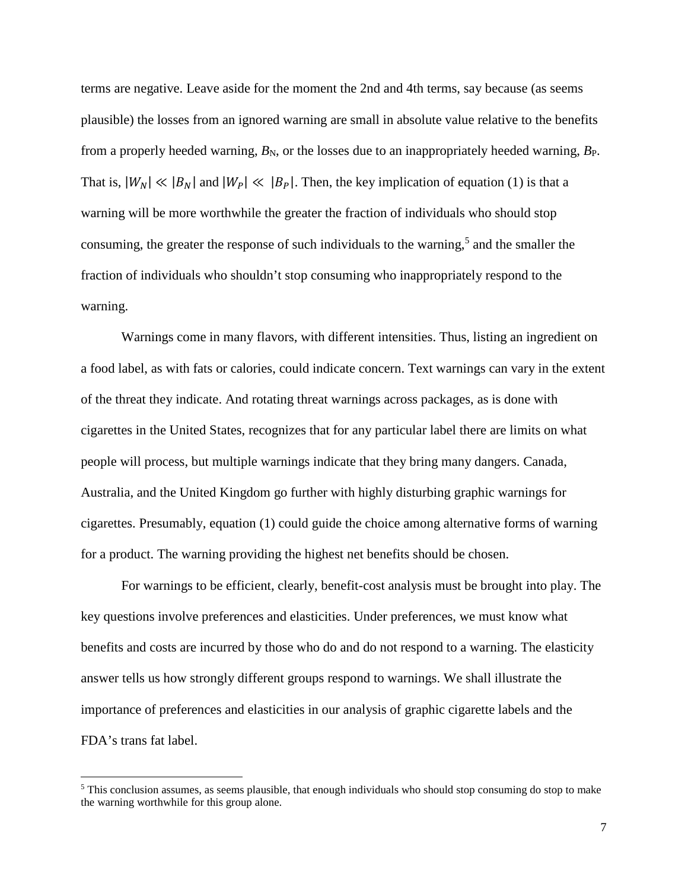terms are negative. Leave aside for the moment the 2nd and 4th terms, say because (as seems plausible) the losses from an ignored warning are small in absolute value relative to the benefits from a properly heeded warning, $B_N$, or the losses due to an inappropriately heeded warning, $B_P$. That is, $|W_N| \ll |B_N|$ and $|W_P| \ll |B_P|$. Then, the key implication of equation (1) is that a warning will be more worthwhile the greater the fraction of individuals who should stop consuming, the greater the response of such individuals to the warning,[5] and the smaller the fraction of individuals who shouldn't stop consuming who inappropriately respond to the warning.

Warnings come in many flavors, with different intensities. Thus, listing an ingredient on a food label, as with fats or calories, could indicate concern. Text warnings can vary in the extent of the threat they indicate. And rotating threat warnings across packages, as is done with cigarettes in the United States, recognizes that for any particular label there are limits on what people will process, but multiple warnings indicate that they bring many dangers. Canada, Australia, and the United Kingdom go further with highly disturbing graphic warnings for cigarettes. Presumably, equation (1) could guide the choice among alternative forms of warning for a product. The warning providing the highest net benefits should be chosen.

For warnings to be efficient, clearly, benefit-cost analysis must be brought into play. The key questions involve preferences and elasticities. Under preferences, we must know what benefits and costs are incurred by those who do and do not respond to a warning. The elasticity answer tells us how strongly different groups respond to warnings. We shall illustrate the importance of preferences and elasticities in our analysis of graphic cigarette labels and the FDA's trans fat label.

[5] This conclusion assumes, as seems plausible, that enough individuals who should stop consuming do stop to make the warning worthwhile for this group alone.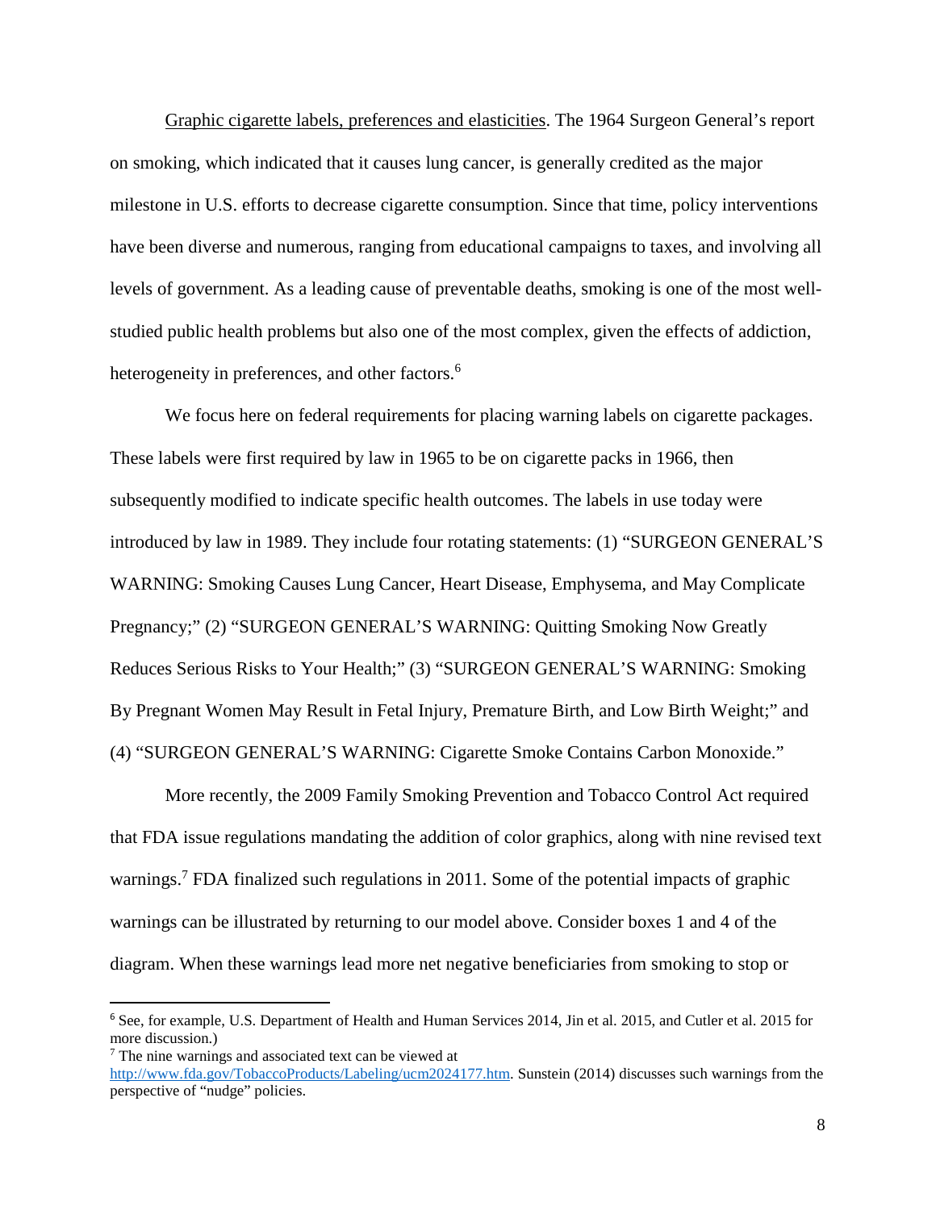<u>Graphic cigarette labels, preferences and elasticities</u>. The 1964 Surgeon General's report on smoking, which indicated that it causes lung cancer, is generally credited as the major milestone in U.S. efforts to decrease cigarette consumption. Since that time, policy interventions have been diverse and numerous, ranging from educational campaigns to taxes, and involving all levels of government. As a leading cause of preventable deaths, smoking is one of the most well-studied public health problems but also one of the most complex, given the effects of addiction, heterogeneity in preferences, and other factors.[6]

We focus here on federal requirements for placing warning labels on cigarette packages. These labels were first required by law in 1965 to be on cigarette packs in 1966, then subsequently modified to indicate specific health outcomes. The labels in use today were introduced by law in 1989. They include four rotating statements: (1) "SURGEON GENERAL'S WARNING: Smoking Causes Lung Cancer, Heart Disease, Emphysema, and May Complicate Pregnancy;" (2) "SURGEON GENERAL'S WARNING: Quitting Smoking Now Greatly Reduces Serious Risks to Your Health;" (3) "SURGEON GENERAL'S WARNING: Smoking By Pregnant Women May Result in Fetal Injury, Premature Birth, and Low Birth Weight;" and (4) "SURGEON GENERAL'S WARNING: Cigarette Smoke Contains Carbon Monoxide."

More recently, the 2009 Family Smoking Prevention and Tobacco Control Act required that FDA issue regulations mandating the addition of color graphics, along with nine revised text warnings.[7] FDA finalized such regulations in 2011. Some of the potential impacts of graphic warnings can be illustrated by returning to our model above. Consider boxes 1 and 4 of the diagram. When these warnings lead more net negative beneficiaries from smoking to stop or

---

[6] See, for example, U.S. Department of Health and Human Services 2014, Jin et al. 2015, and Cutler et al. 2015 for more discussion.)

[7] The nine warnings and associated text can be viewed at http://www.fda.gov/TobaccoProducts/Labeling/ucm2024177.htm. Sunstein (2014) discusses such warnings from the perspective of "nudge" policies.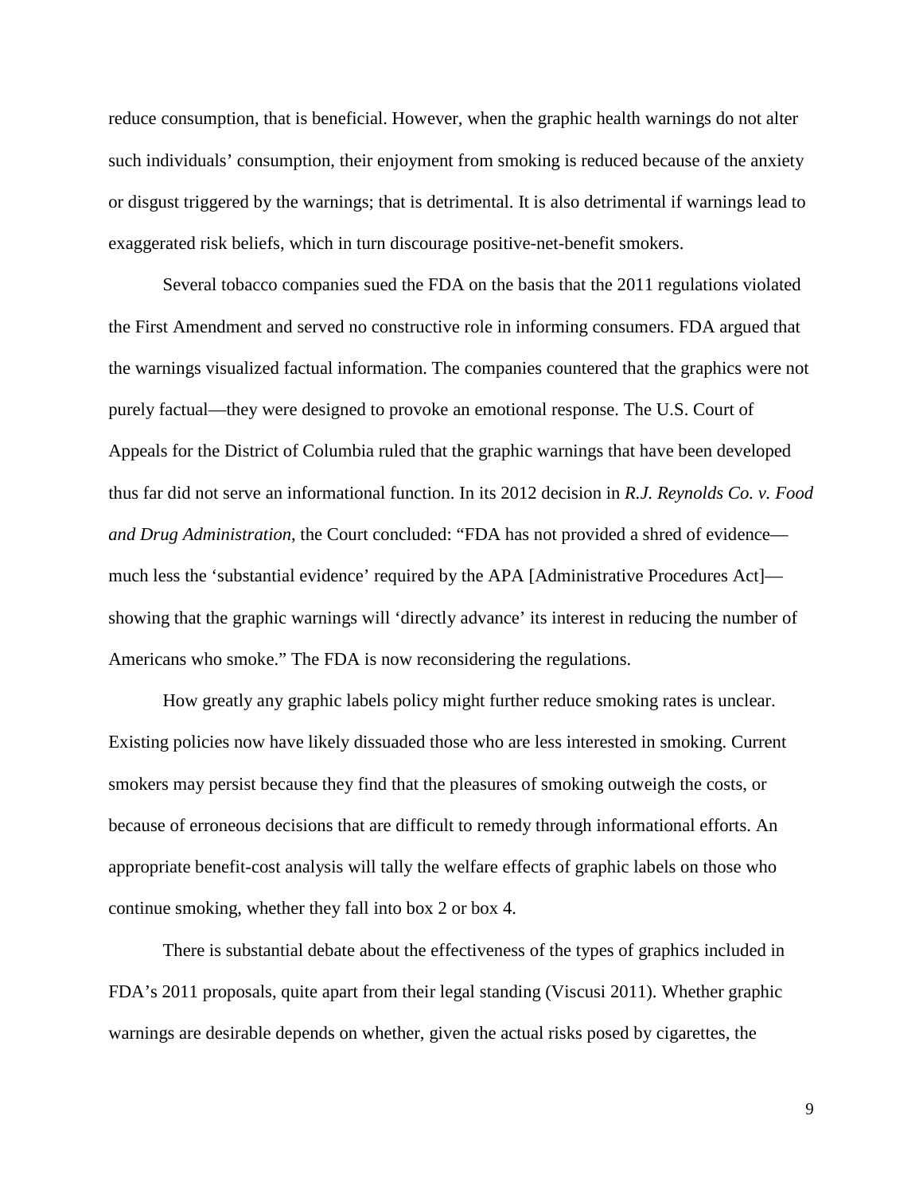reduce consumption, that is beneficial. However, when the graphic health warnings do not alter such individuals' consumption, their enjoyment from smoking is reduced because of the anxiety or disgust triggered by the warnings; that is detrimental. It is also detrimental if warnings lead to exaggerated risk beliefs, which in turn discourage positive-net-benefit smokers.

Several tobacco companies sued the FDA on the basis that the 2011 regulations violated the First Amendment and served no constructive role in informing consumers. FDA argued that the warnings visualized factual information. The companies countered that the graphics were not purely factual—they were designed to provoke an emotional response. The U.S. Court of Appeals for the District of Columbia ruled that the graphic warnings that have been developed thus far did not serve an informational function. In its 2012 decision in *R.J. Reynolds Co. v. Food and Drug Administration*, the Court concluded: "FDA has not provided a shred of evidence—much less the 'substantial evidence' required by the APA [Administrative Procedures Act]—showing that the graphic warnings will 'directly advance' its interest in reducing the number of Americans who smoke." The FDA is now reconsidering the regulations.

How greatly any graphic labels policy might further reduce smoking rates is unclear. Existing policies now have likely dissuaded those who are less interested in smoking. Current smokers may persist because they find that the pleasures of smoking outweigh the costs, or because of erroneous decisions that are difficult to remedy through informational efforts. An appropriate benefit-cost analysis will tally the welfare effects of graphic labels on those who continue smoking, whether they fall into box 2 or box 4.

There is substantial debate about the effectiveness of the types of graphics included in FDA's 2011 proposals, quite apart from their legal standing (Viscusi 2011). Whether graphic warnings are desirable depends on whether, given the actual risks posed by cigarettes, the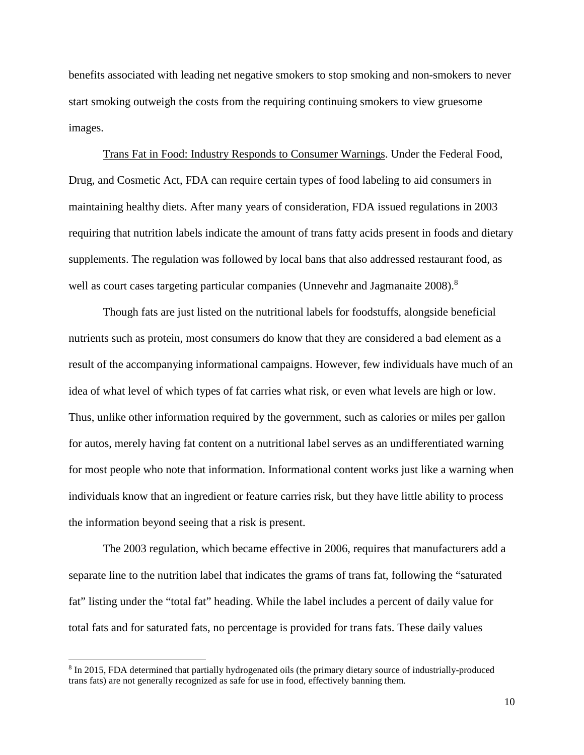benefits associated with leading net negative smokers to stop smoking and non-smokers to never start smoking outweigh the costs from the requiring continuing smokers to view gruesome images.

Trans Fat in Food: Industry Responds to Consumer Warnings. Under the Federal Food, Drug, and Cosmetic Act, FDA can require certain types of food labeling to aid consumers in maintaining healthy diets. After many years of consideration, FDA issued regulations in 2003 requiring that nutrition labels indicate the amount of trans fatty acids present in foods and dietary supplements. The regulation was followed by local bans that also addressed restaurant food, as well as court cases targeting particular companies (Unnevehr and Jagmanaite 2008).[8]

Though fats are just listed on the nutritional labels for foodstuffs, alongside beneficial nutrients such as protein, most consumers do know that they are considered a bad element as a result of the accompanying informational campaigns. However, few individuals have much of an idea of what level of which types of fat carries what risk, or even what levels are high or low. Thus, unlike other information required by the government, such as calories or miles per gallon for autos, merely having fat content on a nutritional label serves as an undifferentiated warning for most people who note that information. Informational content works just like a warning when individuals know that an ingredient or feature carries risk, but they have little ability to process the information beyond seeing that a risk is present.

The 2003 regulation, which became effective in 2006, requires that manufacturers add a separate line to the nutrition label that indicates the grams of trans fat, following the "saturated fat" listing under the "total fat" heading. While the label includes a percent of daily value for total fats and for saturated fats, no percentage is provided for trans fats. These daily values

[8] In 2015, FDA determined that partially hydrogenated oils (the primary dietary source of industrially-produced trans fats) are not generally recognized as safe for use in food, effectively banning them.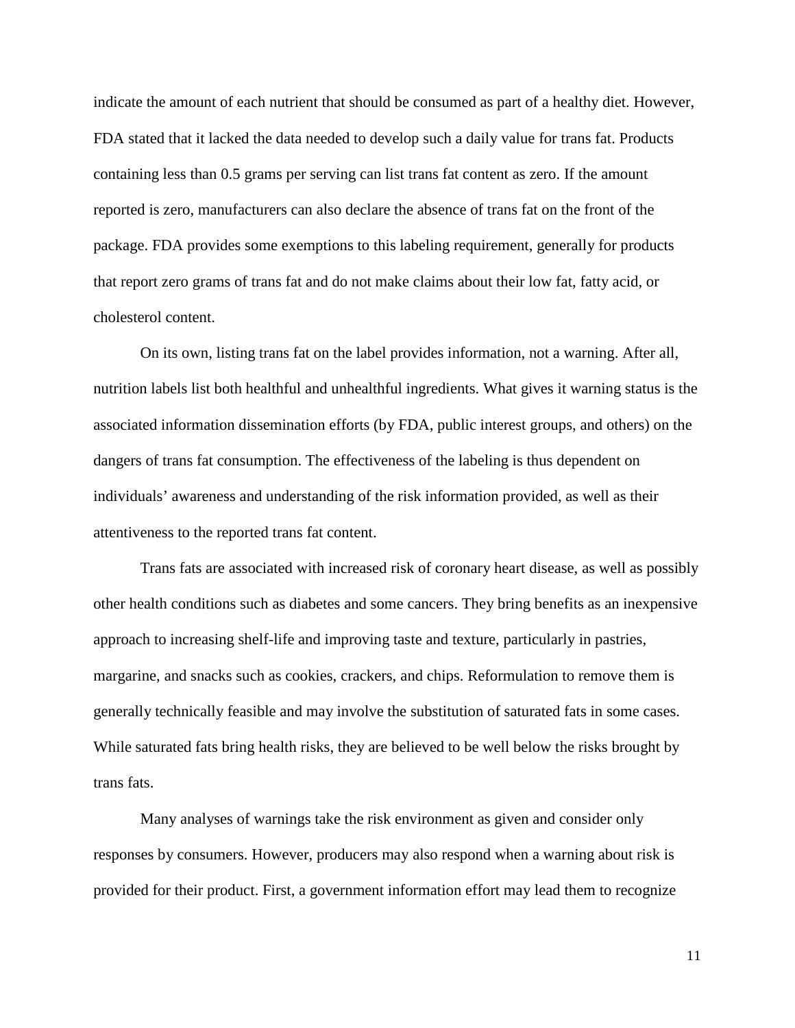indicate the amount of each nutrient that should be consumed as part of a healthy diet. However, FDA stated that it lacked the data needed to develop such a daily value for trans fat. Products containing less than 0.5 grams per serving can list trans fat content as zero. If the amount reported is zero, manufacturers can also declare the absence of trans fat on the front of the package. FDA provides some exemptions to this labeling requirement, generally for products that report zero grams of trans fat and do not make claims about their low fat, fatty acid, or cholesterol content.

On its own, listing trans fat on the label provides information, not a warning. After all, nutrition labels list both healthful and unhealthful ingredients. What gives it warning status is the associated information dissemination efforts (by FDA, public interest groups, and others) on the dangers of trans fat consumption. The effectiveness of the labeling is thus dependent on individuals' awareness and understanding of the risk information provided, as well as their attentiveness to the reported trans fat content.

Trans fats are associated with increased risk of coronary heart disease, as well as possibly other health conditions such as diabetes and some cancers. They bring benefits as an inexpensive approach to increasing shelf-life and improving taste and texture, particularly in pastries, margarine, and snacks such as cookies, crackers, and chips. Reformulation to remove them is generally technically feasible and may involve the substitution of saturated fats in some cases. While saturated fats bring health risks, they are believed to be well below the risks brought by trans fats.

Many analyses of warnings take the risk environment as given and consider only responses by consumers. However, producers may also respond when a warning about risk is provided for their product. First, a government information effort may lead them to recognize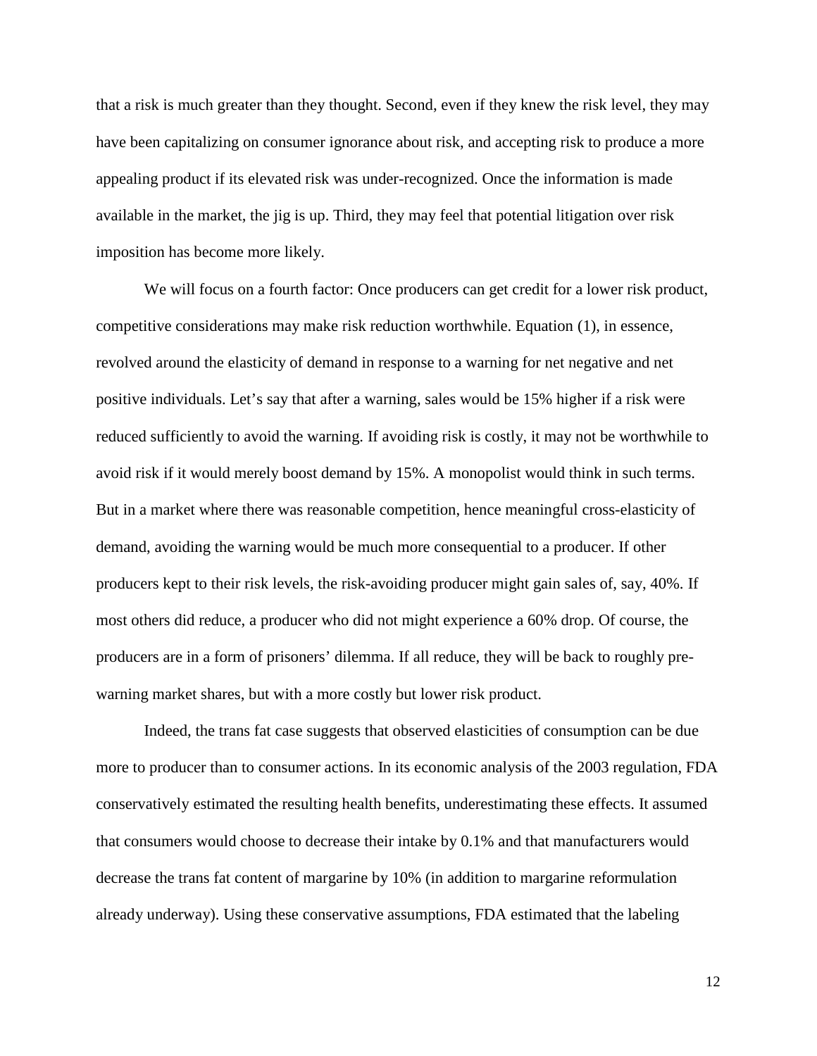that a risk is much greater than they thought. Second, even if they knew the risk level, they may have been capitalizing on consumer ignorance about risk, and accepting risk to produce a more appealing product if its elevated risk was under-recognized. Once the information is made available in the market, the jig is up. Third, they may feel that potential litigation over risk imposition has become more likely.

We will focus on a fourth factor: Once producers can get credit for a lower risk product, competitive considerations may make risk reduction worthwhile. Equation (1), in essence, revolved around the elasticity of demand in response to a warning for net negative and net positive individuals. Let's say that after a warning, sales would be 15% higher if a risk were reduced sufficiently to avoid the warning. If avoiding risk is costly, it may not be worthwhile to avoid risk if it would merely boost demand by 15%. A monopolist would think in such terms. But in a market where there was reasonable competition, hence meaningful cross-elasticity of demand, avoiding the warning would be much more consequential to a producer. If other producers kept to their risk levels, the risk-avoiding producer might gain sales of, say, 40%. If most others did reduce, a producer who did not might experience a 60% drop. Of course, the producers are in a form of prisoners' dilemma. If all reduce, they will be back to roughly pre-warning market shares, but with a more costly but lower risk product.

Indeed, the trans fat case suggests that observed elasticities of consumption can be due more to producer than to consumer actions. In its economic analysis of the 2003 regulation, FDA conservatively estimated the resulting health benefits, underestimating these effects. It assumed that consumers would choose to decrease their intake by 0.1% and that manufacturers would decrease the trans fat content of margarine by 10% (in addition to margarine reformulation already underway). Using these conservative assumptions, FDA estimated that the labeling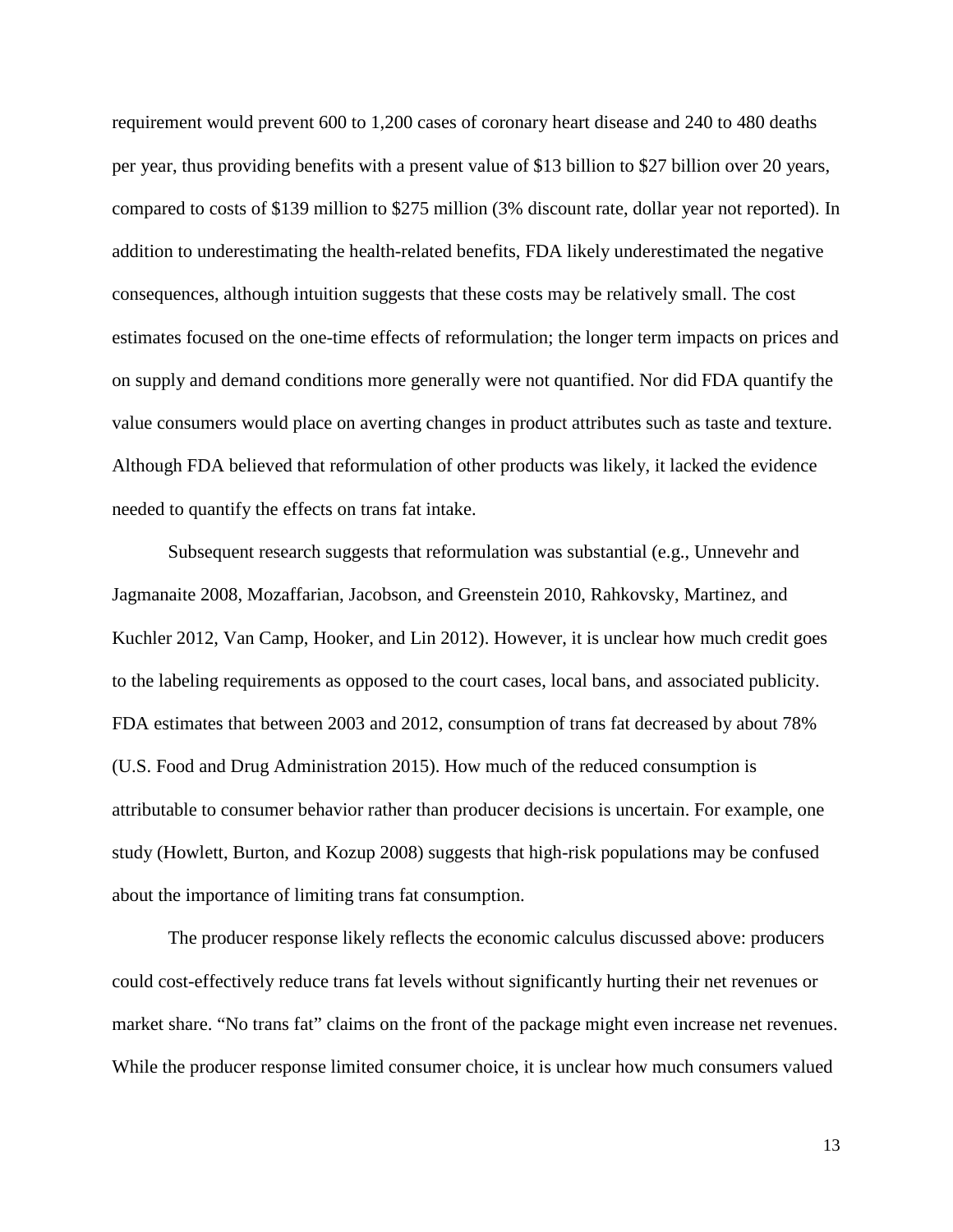requirement would prevent 600 to 1,200 cases of coronary heart disease and 240 to 480 deaths per year, thus providing benefits with a present value of $13 billion to $27 billion over 20 years, compared to costs of $139 million to $275 million (3% discount rate, dollar year not reported). In addition to underestimating the health-related benefits, FDA likely underestimated the negative consequences, although intuition suggests that these costs may be relatively small. The cost estimates focused on the one-time effects of reformulation; the longer term impacts on prices and on supply and demand conditions more generally were not quantified. Nor did FDA quantify the value consumers would place on averting changes in product attributes such as taste and texture. Although FDA believed that reformulation of other products was likely, it lacked the evidence needed to quantify the effects on trans fat intake.

Subsequent research suggests that reformulation was substantial (e.g., Unnevehr and Jagmanaite 2008, Mozaffarian, Jacobson, and Greenstein 2010, Rahkovsky, Martinez, and Kuchler 2012, Van Camp, Hooker, and Lin 2012). However, it is unclear how much credit goes to the labeling requirements as opposed to the court cases, local bans, and associated publicity. FDA estimates that between 2003 and 2012, consumption of trans fat decreased by about 78% (U.S. Food and Drug Administration 2015). How much of the reduced consumption is attributable to consumer behavior rather than producer decisions is uncertain. For example, one study (Howlett, Burton, and Kozup 2008) suggests that high-risk populations may be confused about the importance of limiting trans fat consumption.

The producer response likely reflects the economic calculus discussed above: producers could cost-effectively reduce trans fat levels without significantly hurting their net revenues or market share. "No trans fat" claims on the front of the package might even increase net revenues. While the producer response limited consumer choice, it is unclear how much consumers valued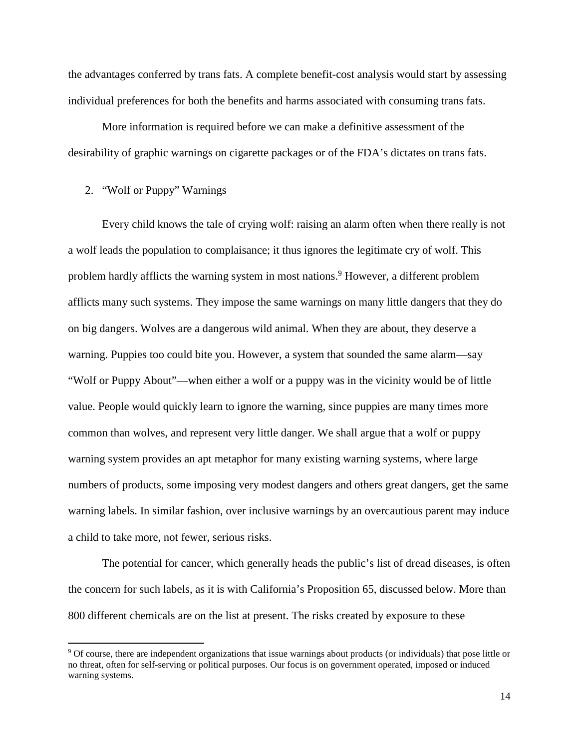the advantages conferred by trans fats. A complete benefit-cost analysis would start by assessing individual preferences for both the benefits and harms associated with consuming trans fats.

More information is required before we can make a definitive assessment of the desirability of graphic warnings on cigarette packages or of the FDA's dictates on trans fats.

2. "Wolf or Puppy" Warnings

Every child knows the tale of crying wolf: raising an alarm often when there really is not a wolf leads the population to complaisance; it thus ignores the legitimate cry of wolf. This problem hardly afflicts the warning system in most nations.[9] However, a different problem afflicts many such systems. They impose the same warnings on many little dangers that they do on big dangers. Wolves are a dangerous wild animal. When they are about, they deserve a warning. Puppies too could bite you. However, a system that sounded the same alarm—say "Wolf or Puppy About"—when either a wolf or a puppy was in the vicinity would be of little value. People would quickly learn to ignore the warning, since puppies are many times more common than wolves, and represent very little danger. We shall argue that a wolf or puppy warning system provides an apt metaphor for many existing warning systems, where large numbers of products, some imposing very modest dangers and others great dangers, get the same warning labels. In similar fashion, over inclusive warnings by an overcautious parent may induce a child to take more, not fewer, serious risks.

The potential for cancer, which generally heads the public's list of dread diseases, is often the concern for such labels, as it is with California's Proposition 65, discussed below. More than 800 different chemicals are on the list at present. The risks created by exposure to these

---

[9] Of course, there are independent organizations that issue warnings about products (or individuals) that pose little or no threat, often for self-serving or political purposes. Our focus is on government operated, imposed or induced warning systems.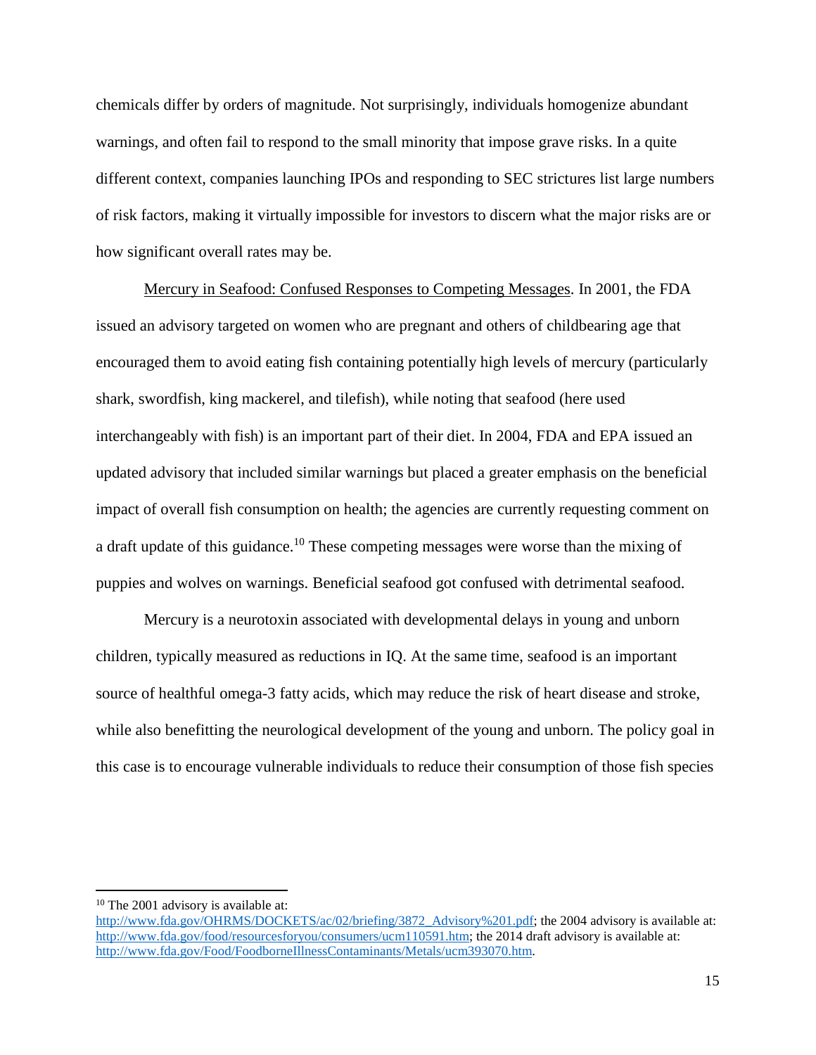chemicals differ by orders of magnitude. Not surprisingly, individuals homogenize abundant warnings, and often fail to respond to the small minority that impose grave risks. In a quite different context, companies launching IPOs and responding to SEC strictures list large numbers of risk factors, making it virtually impossible for investors to discern what the major risks are or how significant overall rates may be.

Mercury in Seafood: Confused Responses to Competing Messages. In 2001, the FDA issued an advisory targeted on women who are pregnant and others of childbearing age that encouraged them to avoid eating fish containing potentially high levels of mercury (particularly shark, swordfish, king mackerel, and tilefish), while noting that seafood (here used interchangeably with fish) is an important part of their diet. In 2004, FDA and EPA issued an updated advisory that included similar warnings but placed a greater emphasis on the beneficial impact of overall fish consumption on health; the agencies are currently requesting comment on a draft update of this guidance.[10] These competing messages were worse than the mixing of puppies and wolves on warnings. Beneficial seafood got confused with detrimental seafood.

Mercury is a neurotoxin associated with developmental delays in young and unborn children, typically measured as reductions in IQ. At the same time, seafood is an important source of healthful omega-3 fatty acids, which may reduce the risk of heart disease and stroke, while also benefitting the neurological development of the young and unborn. The policy goal in this case is to encourage vulnerable individuals to reduce their consumption of those fish species

[10] The 2001 advisory is available at: http://www.fda.gov/OHRMS/DOCKETS/ac/02/briefing/3872_Advisory%201.pdf; the 2004 advisory is available at: http://www.fda.gov/food/resourcesforyou/consumers/ucm110591.htm; the 2014 draft advisory is available at: http://www.fda.gov/Food/FoodborneIllnessContaminants/Metals/ucm393070.htm.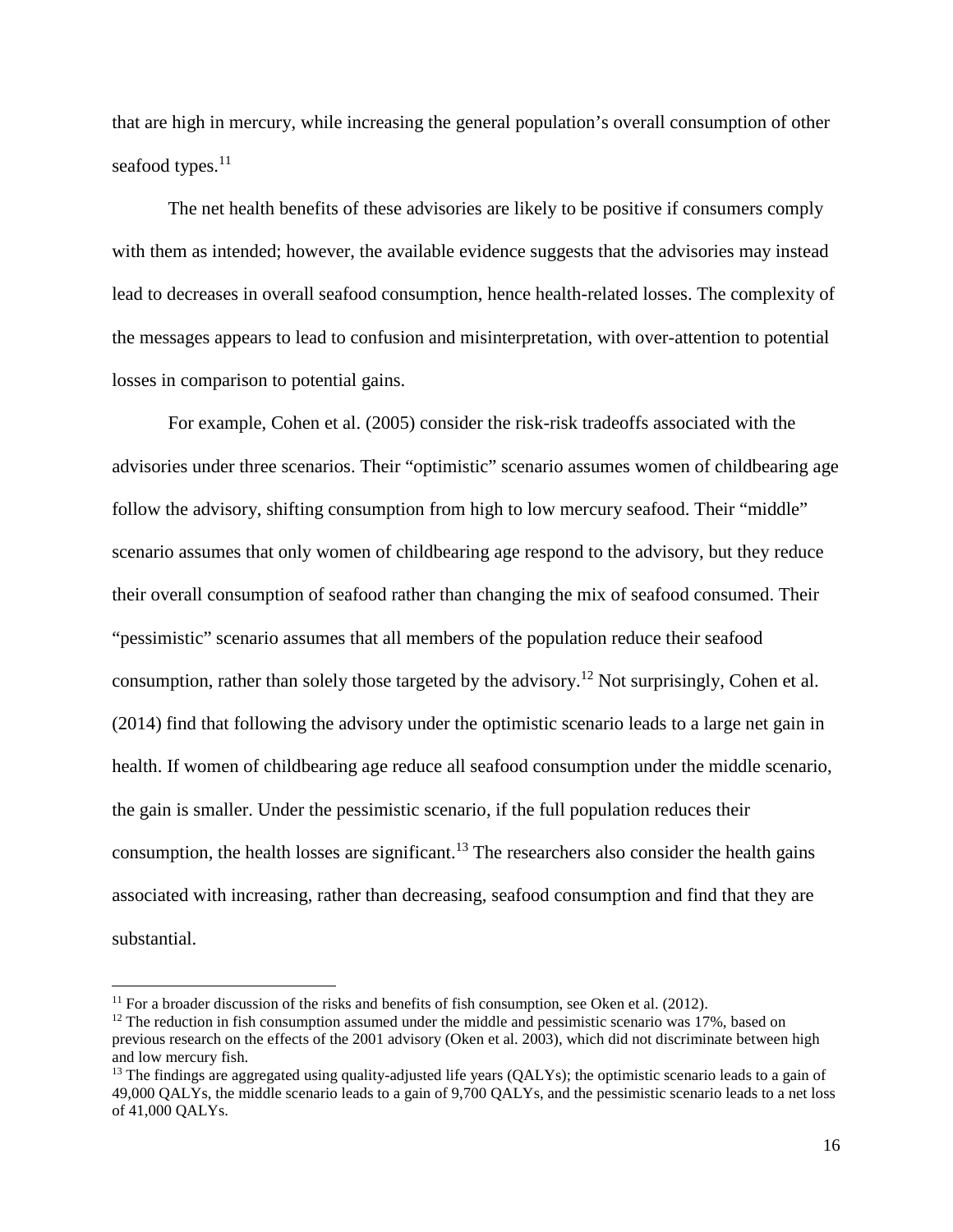that are high in mercury, while increasing the general population's overall consumption of other seafood types.[11]

The net health benefits of these advisories are likely to be positive if consumers comply with them as intended; however, the available evidence suggests that the advisories may instead lead to decreases in overall seafood consumption, hence health-related losses. The complexity of the messages appears to lead to confusion and misinterpretation, with over-attention to potential losses in comparison to potential gains.

For example, Cohen et al. (2005) consider the risk-risk tradeoffs associated with the advisories under three scenarios. Their "optimistic" scenario assumes women of childbearing age follow the advisory, shifting consumption from high to low mercury seafood. Their "middle" scenario assumes that only women of childbearing age respond to the advisory, but they reduce their overall consumption of seafood rather than changing the mix of seafood consumed. Their "pessimistic" scenario assumes that all members of the population reduce their seafood consumption, rather than solely those targeted by the advisory.[12] Not surprisingly, Cohen et al. (2014) find that following the advisory under the optimistic scenario leads to a large net gain in health. If women of childbearing age reduce all seafood consumption under the middle scenario, the gain is smaller. Under the pessimistic scenario, if the full population reduces their consumption, the health losses are significant.[13] The researchers also consider the health gains associated with increasing, rather than decreasing, seafood consumption and find that they are substantial.

---

[11] For a broader discussion of the risks and benefits of fish consumption, see Oken et al. (2012).

[12] The reduction in fish consumption assumed under the middle and pessimistic scenario was 17%, based on previous research on the effects of the 2001 advisory (Oken et al. 2003), which did not discriminate between high and low mercury fish.

[13] The findings are aggregated using quality-adjusted life years (QALYs); the optimistic scenario leads to a gain of 49,000 QALYs, the middle scenario leads to a gain of 9,700 QALYs, and the pessimistic scenario leads to a net loss of 41,000 QALYs.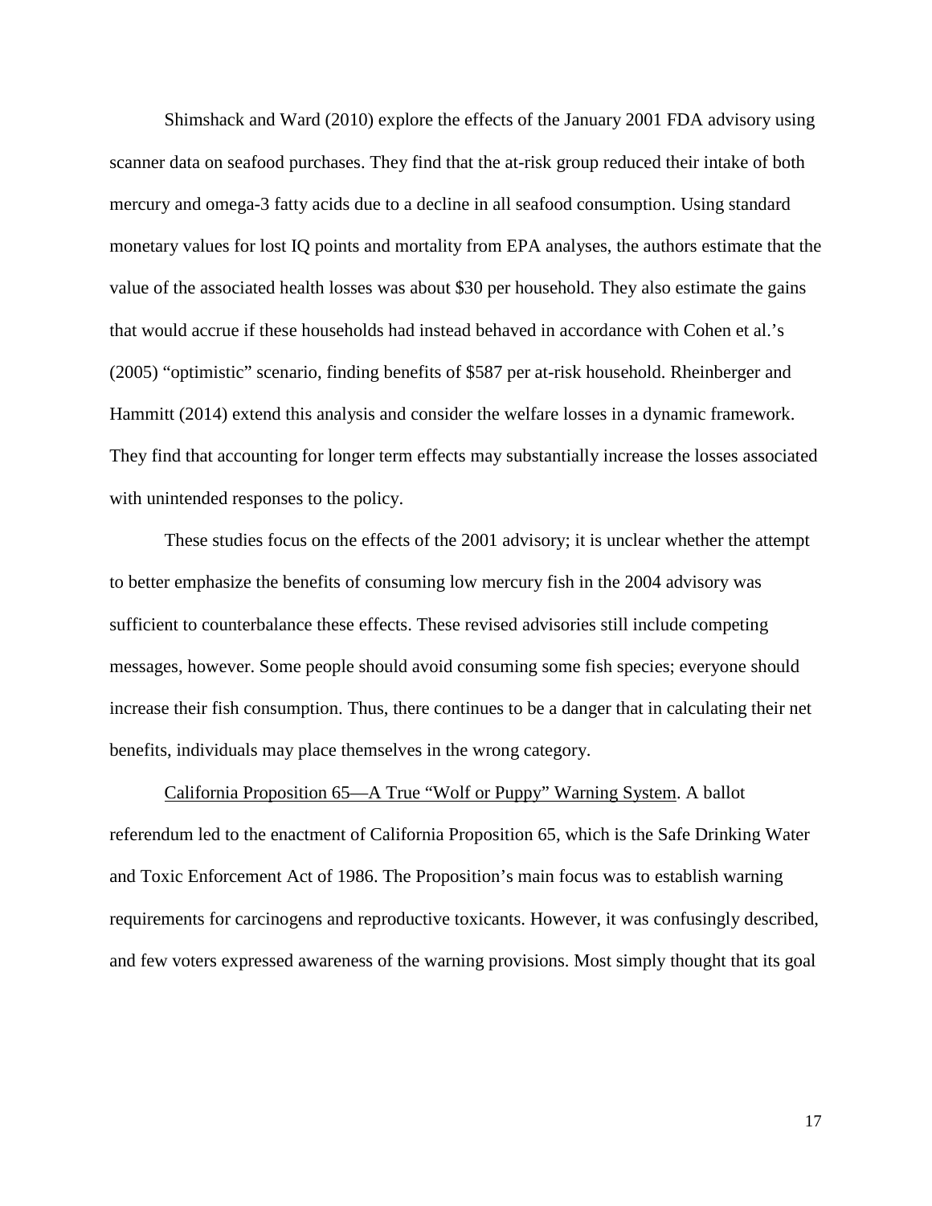Shimshack and Ward (2010) explore the effects of the January 2001 FDA advisory using scanner data on seafood purchases. They find that the at-risk group reduced their intake of both mercury and omega-3 fatty acids due to a decline in all seafood consumption. Using standard monetary values for lost IQ points and mortality from EPA analyses, the authors estimate that the value of the associated health losses was about $30 per household. They also estimate the gains that would accrue if these households had instead behaved in accordance with Cohen et al.'s (2005) "optimistic" scenario, finding benefits of $587 per at-risk household. Rheinberger and Hammitt (2014) extend this analysis and consider the welfare losses in a dynamic framework. They find that accounting for longer term effects may substantially increase the losses associated with unintended responses to the policy.

These studies focus on the effects of the 2001 advisory; it is unclear whether the attempt to better emphasize the benefits of consuming low mercury fish in the 2004 advisory was sufficient to counterbalance these effects. These revised advisories still include competing messages, however. Some people should avoid consuming some fish species; everyone should increase their fish consumption. Thus, there continues to be a danger that in calculating their net benefits, individuals may place themselves in the wrong category.

<u>California Proposition 65—A True "Wolf or Puppy" Warning System</u>. A ballot referendum led to the enactment of California Proposition 65, which is the Safe Drinking Water and Toxic Enforcement Act of 1986. The Proposition's main focus was to establish warning requirements for carcinogens and reproductive toxicants. However, it was confusingly described, and few voters expressed awareness of the warning provisions. Most simply thought that its goal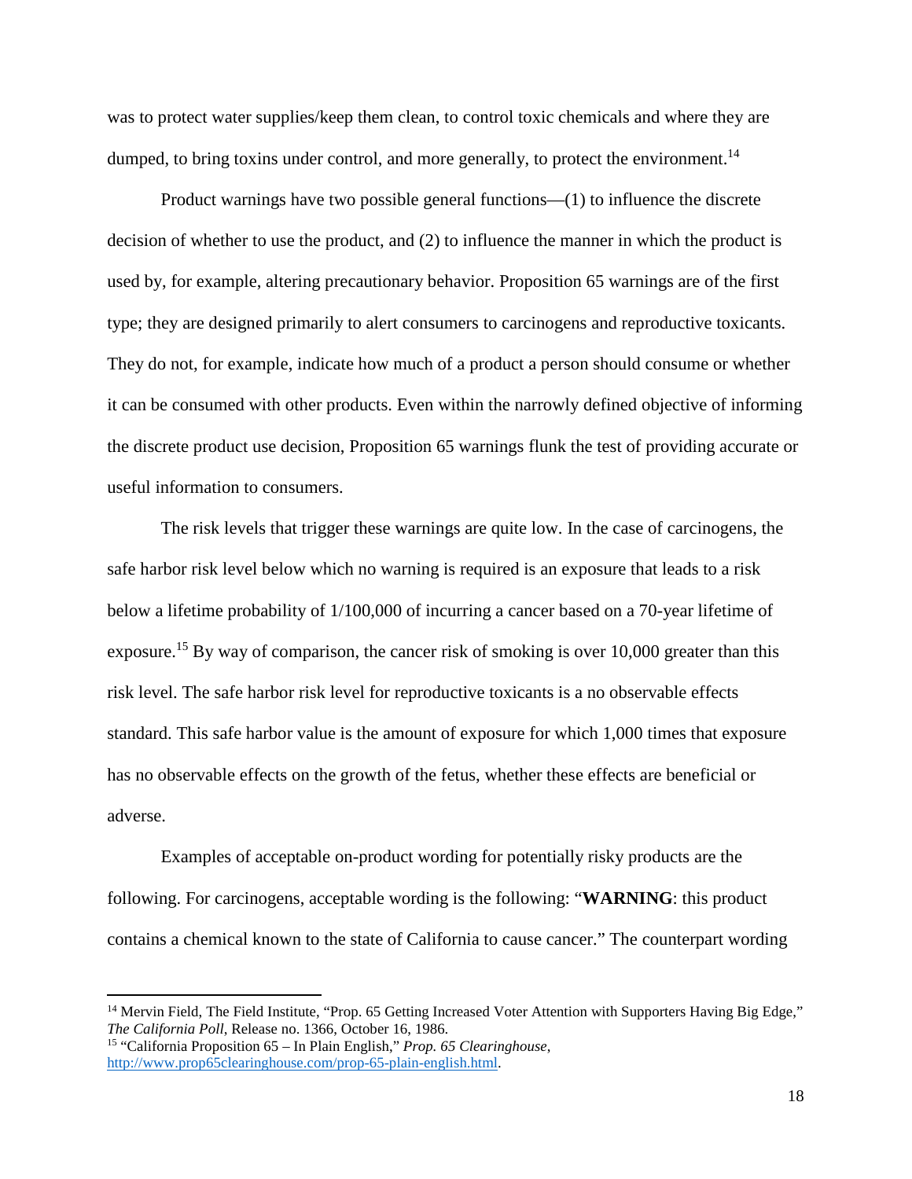was to protect water supplies/keep them clean, to control toxic chemicals and where they are dumped, to bring toxins under control, and more generally, to protect the environment.[14]

Product warnings have two possible general functions—(1) to influence the discrete decision of whether to use the product, and (2) to influence the manner in which the product is used by, for example, altering precautionary behavior. Proposition 65 warnings are of the first type; they are designed primarily to alert consumers to carcinogens and reproductive toxicants. They do not, for example, indicate how much of a product a person should consume or whether it can be consumed with other products. Even within the narrowly defined objective of informing the discrete product use decision, Proposition 65 warnings flunk the test of providing accurate or useful information to consumers.

The risk levels that trigger these warnings are quite low. In the case of carcinogens, the safe harbor risk level below which no warning is required is an exposure that leads to a risk below a lifetime probability of 1/100,000 of incurring a cancer based on a 70-year lifetime of exposure.[15] By way of comparison, the cancer risk of smoking is over 10,000 greater than this risk level. The safe harbor risk level for reproductive toxicants is a no observable effects standard. This safe harbor value is the amount of exposure for which 1,000 times that exposure has no observable effects on the growth of the fetus, whether these effects are beneficial or adverse.

Examples of acceptable on-product wording for potentially risky products are the following. For carcinogens, acceptable wording is the following: "**WARNING**: this product contains a chemical known to the state of California to cause cancer." The counterpart wording

---

[14] Mervin Field, The Field Institute, "Prop. 65 Getting Increased Voter Attention with Supporters Having Big Edge," *The California Poll*, Release no. 1366, October 16, 1986.

[15] "California Proposition 65 – In Plain English," *Prop. 65 Clearinghouse*, http://www.prop65clearinghouse.com/prop-65-plain-english.html.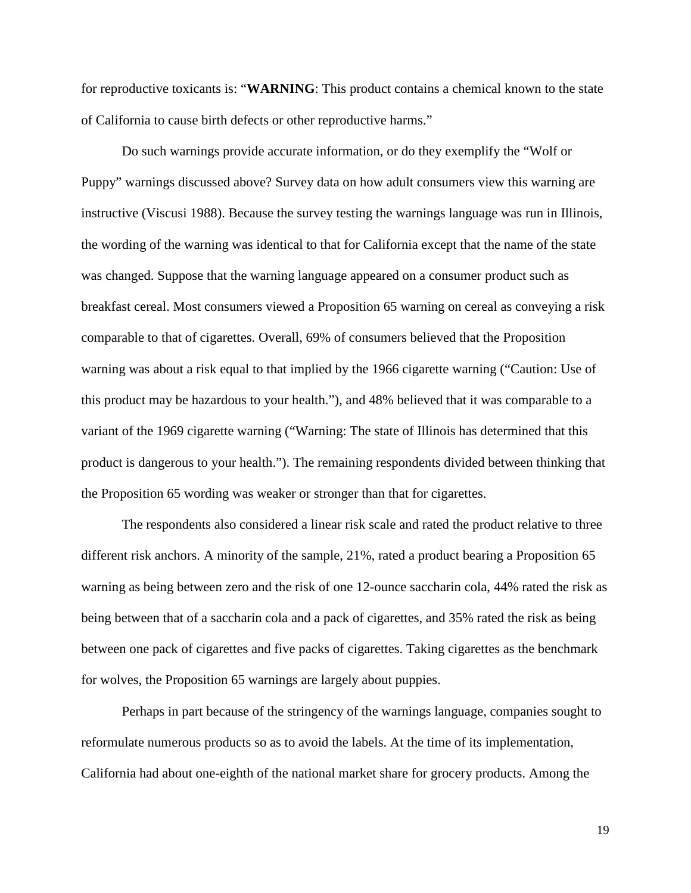for reproductive toxicants is: "**WARNING**: This product contains a chemical known to the state of California to cause birth defects or other reproductive harms."

Do such warnings provide accurate information, or do they exemplify the "Wolf or Puppy" warnings discussed above? Survey data on how adult consumers view this warning are instructive (Viscusi 1988). Because the survey testing the warnings language was run in Illinois, the wording of the warning was identical to that for California except that the name of the state was changed. Suppose that the warning language appeared on a consumer product such as breakfast cereal. Most consumers viewed a Proposition 65 warning on cereal as conveying a risk comparable to that of cigarettes. Overall, 69% of consumers believed that the Proposition warning was about a risk equal to that implied by the 1966 cigarette warning ("Caution: Use of this product may be hazardous to your health."), and 48% believed that it was comparable to a variant of the 1969 cigarette warning ("Warning: The state of Illinois has determined that this product is dangerous to your health."). The remaining respondents divided between thinking that the Proposition 65 wording was weaker or stronger than that for cigarettes.

The respondents also considered a linear risk scale and rated the product relative to three different risk anchors. A minority of the sample, 21%, rated a product bearing a Proposition 65 warning as being between zero and the risk of one 12-ounce saccharin cola, 44% rated the risk as being between that of a saccharin cola and a pack of cigarettes, and 35% rated the risk as being between one pack of cigarettes and five packs of cigarettes. Taking cigarettes as the benchmark for wolves, the Proposition 65 warnings are largely about puppies.

Perhaps in part because of the stringency of the warnings language, companies sought to reformulate numerous products so as to avoid the labels. At the time of its implementation, California had about one-eighth of the national market share for grocery products. Among the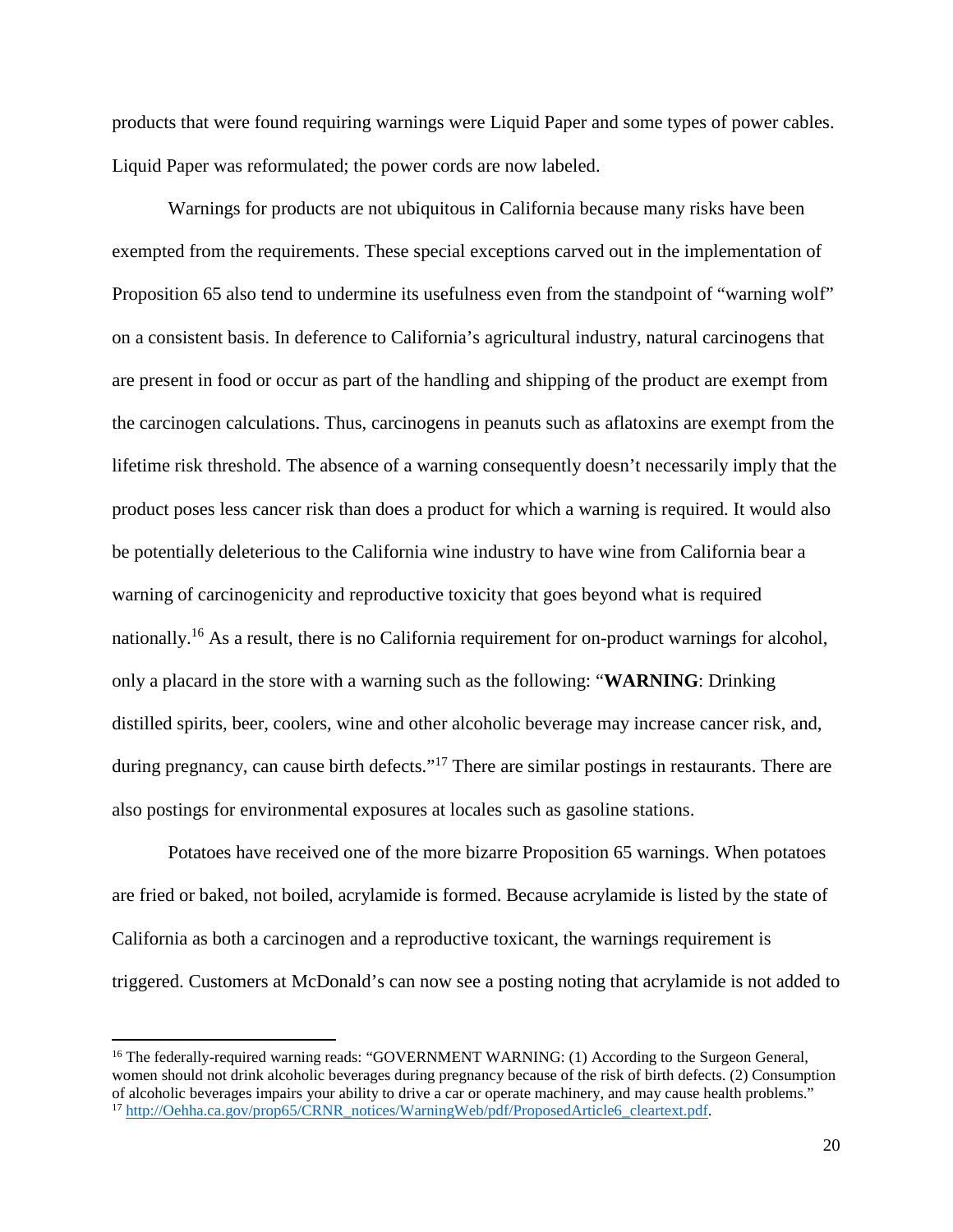products that were found requiring warnings were Liquid Paper and some types of power cables. Liquid Paper was reformulated; the power cords are now labeled.

Warnings for products are not ubiquitous in California because many risks have been exempted from the requirements. These special exceptions carved out in the implementation of Proposition 65 also tend to undermine its usefulness even from the standpoint of "warning wolf" on a consistent basis. In deference to California's agricultural industry, natural carcinogens that are present in food or occur as part of the handling and shipping of the product are exempt from the carcinogen calculations. Thus, carcinogens in peanuts such as aflatoxins are exempt from the lifetime risk threshold. The absence of a warning consequently doesn't necessarily imply that the product poses less cancer risk than does a product for which a warning is required. It would also be potentially deleterious to the California wine industry to have wine from California bear a warning of carcinogenicity and reproductive toxicity that goes beyond what is required nationally.[16] As a result, there is no California requirement for on-product warnings for alcohol, only a placard in the store with a warning such as the following: "**WARNING**: Drinking distilled spirits, beer, coolers, wine and other alcoholic beverage may increase cancer risk, and, during pregnancy, can cause birth defects."[17] There are similar postings in restaurants. There are also postings for environmental exposures at locales such as gasoline stations.

Potatoes have received one of the more bizarre Proposition 65 warnings. When potatoes are fried or baked, not boiled, acrylamide is formed. Because acrylamide is listed by the state of California as both a carcinogen and a reproductive toxicant, the warnings requirement is triggered. Customers at McDonald's can now see a posting noting that acrylamide is not added to

---

[16] The federally-required warning reads: "GOVERNMENT WARNING: (1) According to the Surgeon General, women should not drink alcoholic beverages during pregnancy because of the risk of birth defects. (2) Consumption of alcoholic beverages impairs your ability to drive a car or operate machinery, and may cause health problems."

[17] http://Oehha.ca.gov/prop65/CRNR_notices/WarningWeb/pdf/ProposedArticle6_cleartext.pdf.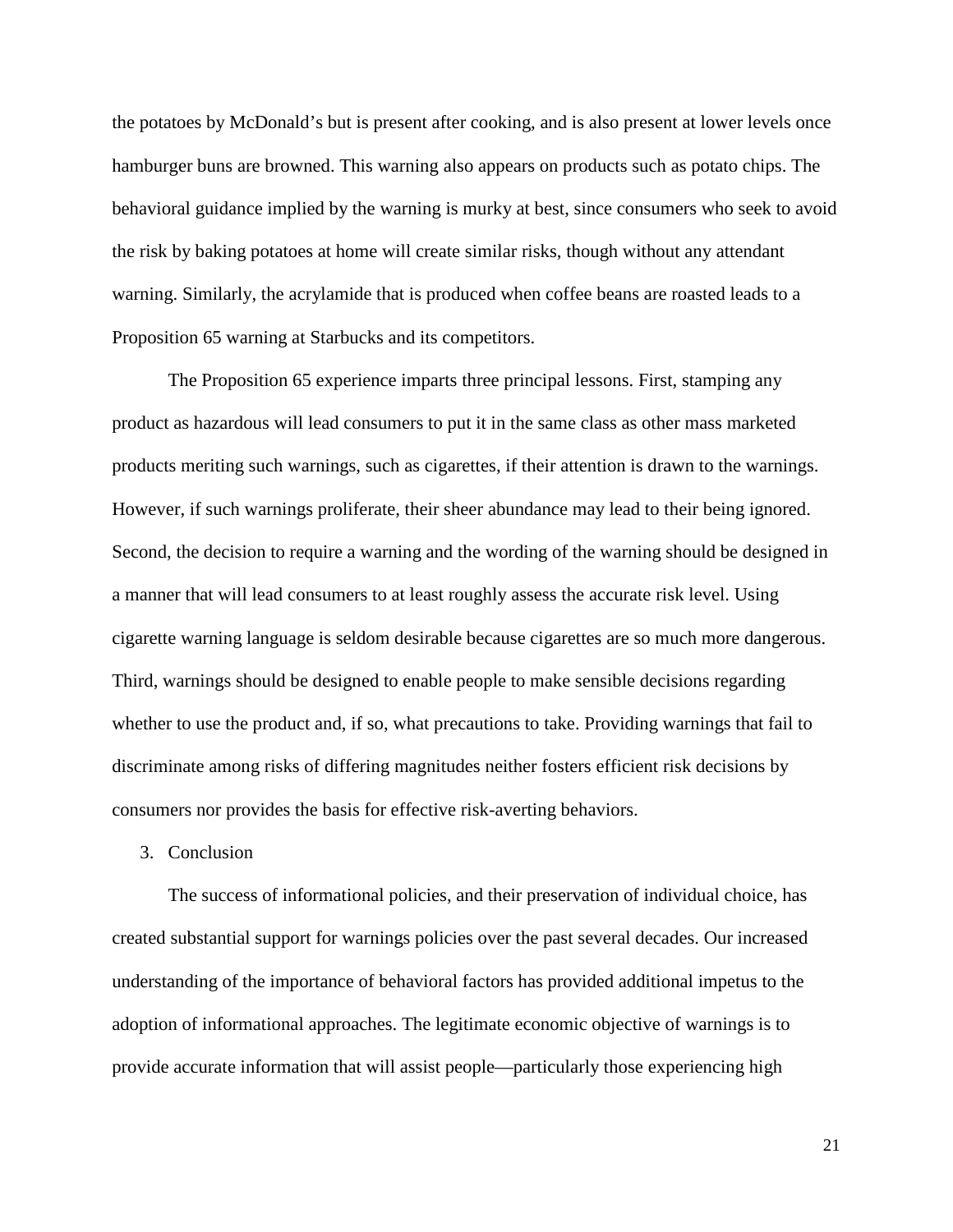the potatoes by McDonald's but is present after cooking, and is also present at lower levels once hamburger buns are browned. This warning also appears on products such as potato chips. The behavioral guidance implied by the warning is murky at best, since consumers who seek to avoid the risk by baking potatoes at home will create similar risks, though without any attendant warning. Similarly, the acrylamide that is produced when coffee beans are roasted leads to a Proposition 65 warning at Starbucks and its competitors.

The Proposition 65 experience imparts three principal lessons. First, stamping any product as hazardous will lead consumers to put it in the same class as other mass marketed products meriting such warnings, such as cigarettes, if their attention is drawn to the warnings. However, if such warnings proliferate, their sheer abundance may lead to their being ignored. Second, the decision to require a warning and the wording of the warning should be designed in a manner that will lead consumers to at least roughly assess the accurate risk level. Using cigarette warning language is seldom desirable because cigarettes are so much more dangerous. Third, warnings should be designed to enable people to make sensible decisions regarding whether to use the product and, if so, what precautions to take. Providing warnings that fail to discriminate among risks of differing magnitudes neither fosters efficient risk decisions by consumers nor provides the basis for effective risk-averting behaviors.

3. Conclusion

The success of informational policies, and their preservation of individual choice, has created substantial support for warnings policies over the past several decades. Our increased understanding of the importance of behavioral factors has provided additional impetus to the adoption of informational approaches. The legitimate economic objective of warnings is to provide accurate information that will assist people—particularly those experiencing high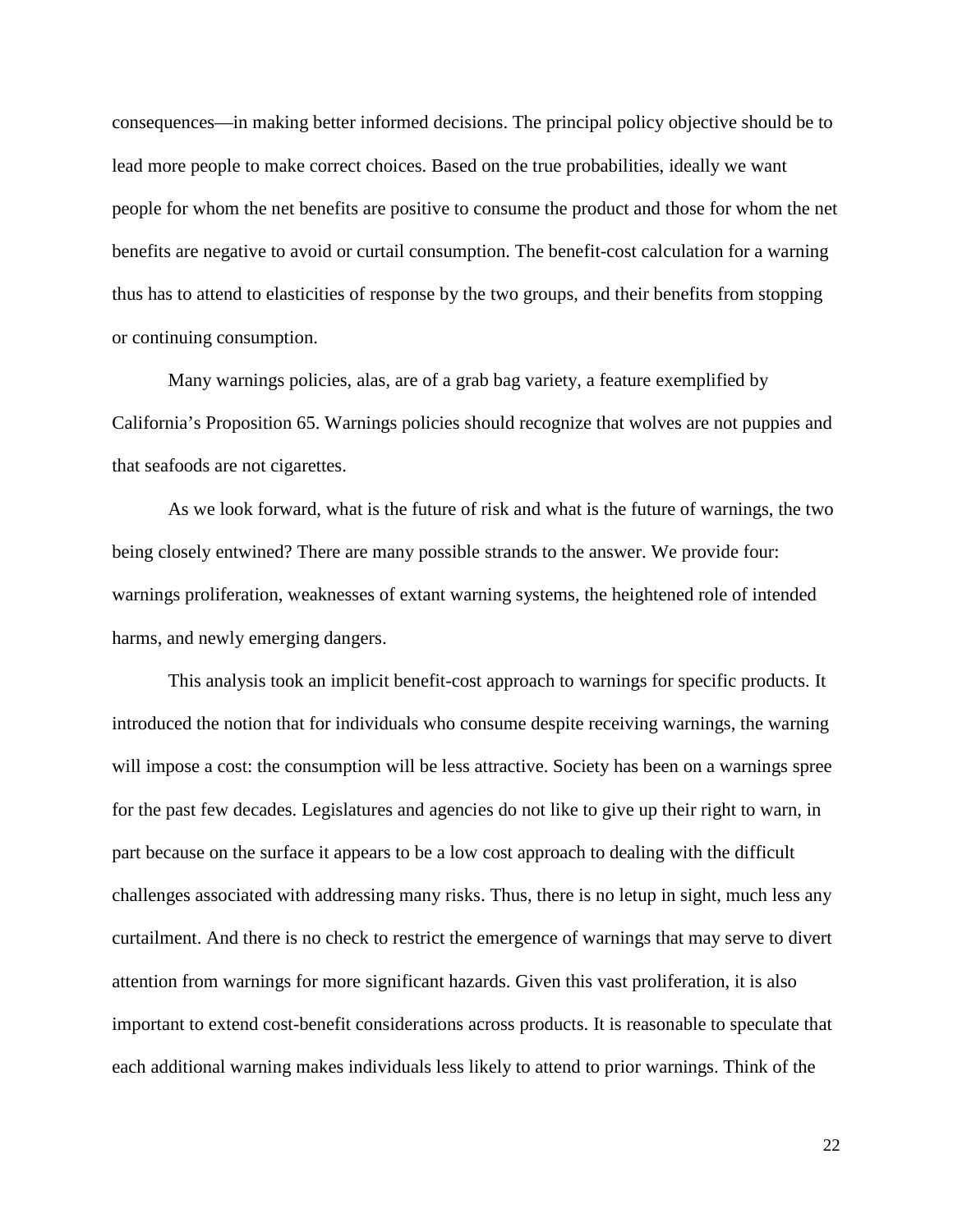consequences—in making better informed decisions. The principal policy objective should be to lead more people to make correct choices. Based on the true probabilities, ideally we want people for whom the net benefits are positive to consume the product and those for whom the net benefits are negative to avoid or curtail consumption. The benefit-cost calculation for a warning thus has to attend to elasticities of response by the two groups, and their benefits from stopping or continuing consumption.

Many warnings policies, alas, are of a grab bag variety, a feature exemplified by California's Proposition 65. Warnings policies should recognize that wolves are not puppies and that seafoods are not cigarettes.

As we look forward, what is the future of risk and what is the future of warnings, the two being closely entwined? There are many possible strands to the answer. We provide four: warnings proliferation, weaknesses of extant warning systems, the heightened role of intended harms, and newly emerging dangers.

This analysis took an implicit benefit-cost approach to warnings for specific products. It introduced the notion that for individuals who consume despite receiving warnings, the warning will impose a cost: the consumption will be less attractive. Society has been on a warnings spree for the past few decades. Legislatures and agencies do not like to give up their right to warn, in part because on the surface it appears to be a low cost approach to dealing with the difficult challenges associated with addressing many risks. Thus, there is no letup in sight, much less any curtailment. And there is no check to restrict the emergence of warnings that may serve to divert attention from warnings for more significant hazards. Given this vast proliferation, it is also important to extend cost-benefit considerations across products. It is reasonable to speculate that each additional warning makes individuals less likely to attend to prior warnings. Think of the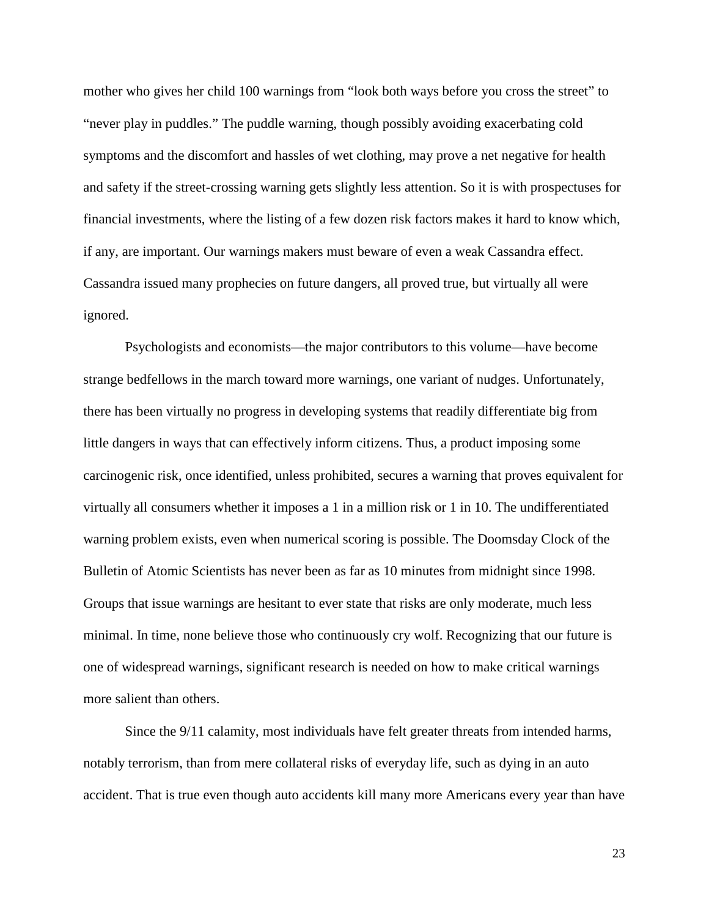mother who gives her child 100 warnings from "look both ways before you cross the street" to "never play in puddles." The puddle warning, though possibly avoiding exacerbating cold symptoms and the discomfort and hassles of wet clothing, may prove a net negative for health and safety if the street-crossing warning gets slightly less attention. So it is with prospectuses for financial investments, where the listing of a few dozen risk factors makes it hard to know which, if any, are important. Our warnings makers must beware of even a weak Cassandra effect. Cassandra issued many prophecies on future dangers, all proved true, but virtually all were ignored.

Psychologists and economists—the major contributors to this volume—have become strange bedfellows in the march toward more warnings, one variant of nudges. Unfortunately, there has been virtually no progress in developing systems that readily differentiate big from little dangers in ways that can effectively inform citizens. Thus, a product imposing some carcinogenic risk, once identified, unless prohibited, secures a warning that proves equivalent for virtually all consumers whether it imposes a 1 in a million risk or 1 in 10. The undifferentiated warning problem exists, even when numerical scoring is possible. The Doomsday Clock of the Bulletin of Atomic Scientists has never been as far as 10 minutes from midnight since 1998. Groups that issue warnings are hesitant to ever state that risks are only moderate, much less minimal. In time, none believe those who continuously cry wolf. Recognizing that our future is one of widespread warnings, significant research is needed on how to make critical warnings more salient than others.

Since the 9/11 calamity, most individuals have felt greater threats from intended harms, notably terrorism, than from mere collateral risks of everyday life, such as dying in an auto accident. That is true even though auto accidents kill many more Americans every year than have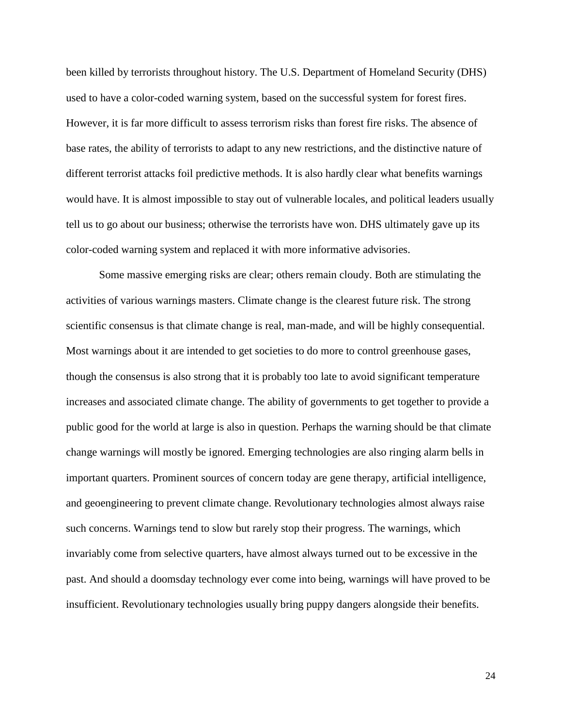been killed by terrorists throughout history. The U.S. Department of Homeland Security (DHS) used to have a color-coded warning system, based on the successful system for forest fires. However, it is far more difficult to assess terrorism risks than forest fire risks. The absence of base rates, the ability of terrorists to adapt to any new restrictions, and the distinctive nature of different terrorist attacks foil predictive methods. It is also hardly clear what benefits warnings would have. It is almost impossible to stay out of vulnerable locales, and political leaders usually tell us to go about our business; otherwise the terrorists have won. DHS ultimately gave up its color-coded warning system and replaced it with more informative advisories.

Some massive emerging risks are clear; others remain cloudy. Both are stimulating the activities of various warnings masters. Climate change is the clearest future risk. The strong scientific consensus is that climate change is real, man-made, and will be highly consequential. Most warnings about it are intended to get societies to do more to control greenhouse gases, though the consensus is also strong that it is probably too late to avoid significant temperature increases and associated climate change. The ability of governments to get together to provide a public good for the world at large is also in question. Perhaps the warning should be that climate change warnings will mostly be ignored. Emerging technologies are also ringing alarm bells in important quarters. Prominent sources of concern today are gene therapy, artificial intelligence, and geoengineering to prevent climate change. Revolutionary technologies almost always raise such concerns. Warnings tend to slow but rarely stop their progress. The warnings, which invariably come from selective quarters, have almost always turned out to be excessive in the past. And should a doomsday technology ever come into being, warnings will have proved to be insufficient. Revolutionary technologies usually bring puppy dangers alongside their benefits.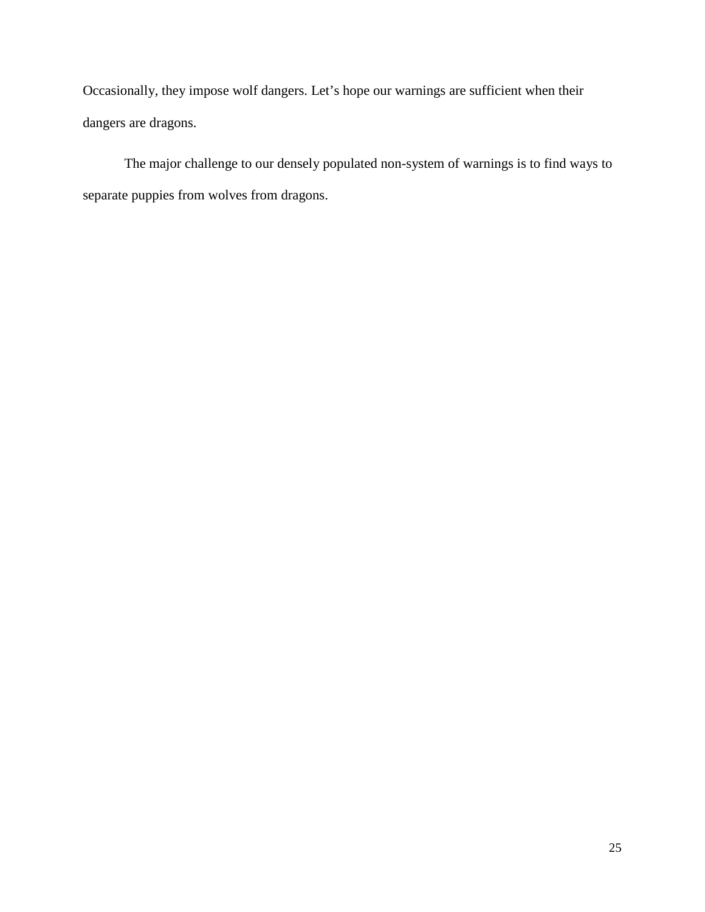Occasionally, they impose wolf dangers. Let's hope our warnings are sufficient when their dangers are dragons.

The major challenge to our densely populated non-system of warnings is to find ways to separate puppies from wolves from dragons.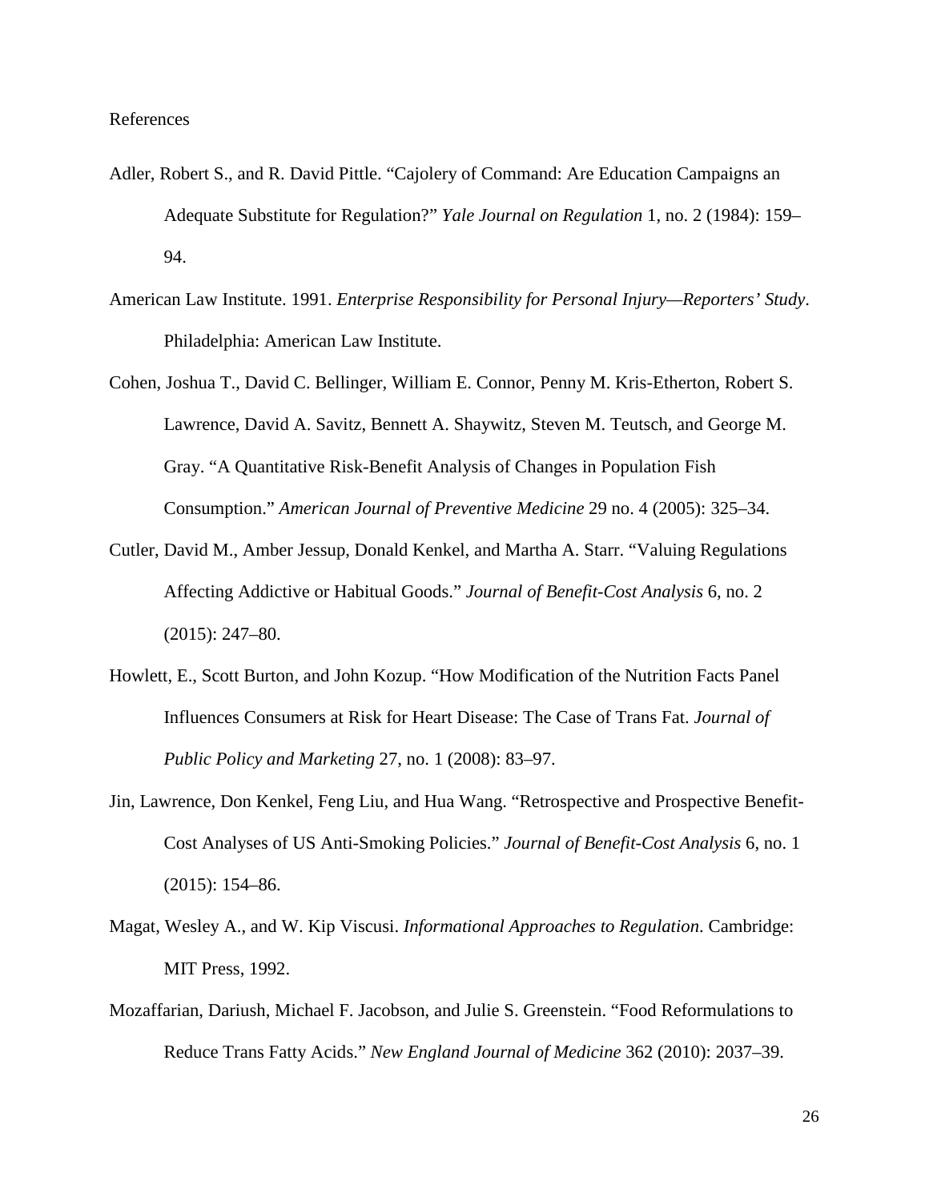# References

Adler, Robert S., and R. David Pittle. "Cajolery of Command: Are Education Campaigns an Adequate Substitute for Regulation?" *Yale Journal on Regulation* 1, no. 2 (1984): 159–94.

American Law Institute. 1991. *Enterprise Responsibility for Personal Injury—Reporters' Study*. Philadelphia: American Law Institute.

Cohen, Joshua T., David C. Bellinger, William E. Connor, Penny M. Kris-Etherton, Robert S. Lawrence, David A. Savitz, Bennett A. Shaywitz, Steven M. Teutsch, and George M. Gray. "A Quantitative Risk-Benefit Analysis of Changes in Population Fish Consumption." *American Journal of Preventive Medicine* 29 no. 4 (2005): 325–34.

Cutler, David M., Amber Jessup, Donald Kenkel, and Martha A. Starr. "Valuing Regulations Affecting Addictive or Habitual Goods." *Journal of Benefit-Cost Analysis* 6, no. 2 (2015): 247–80.

Howlett, E., Scott Burton, and John Kozup. "How Modification of the Nutrition Facts Panel Influences Consumers at Risk for Heart Disease: The Case of Trans Fat. *Journal of Public Policy and Marketing* 27, no. 1 (2008): 83–97.

Jin, Lawrence, Don Kenkel, Feng Liu, and Hua Wang. "Retrospective and Prospective Benefit-Cost Analyses of US Anti-Smoking Policies." *Journal of Benefit-Cost Analysis* 6, no. 1 (2015): 154–86.

Magat, Wesley A., and W. Kip Viscusi. *Informational Approaches to Regulation*. Cambridge: MIT Press, 1992.

Mozaffarian, Dariush, Michael F. Jacobson, and Julie S. Greenstein. "Food Reformulations to Reduce Trans Fatty Acids." *New England Journal of Medicine* 362 (2010): 2037–39.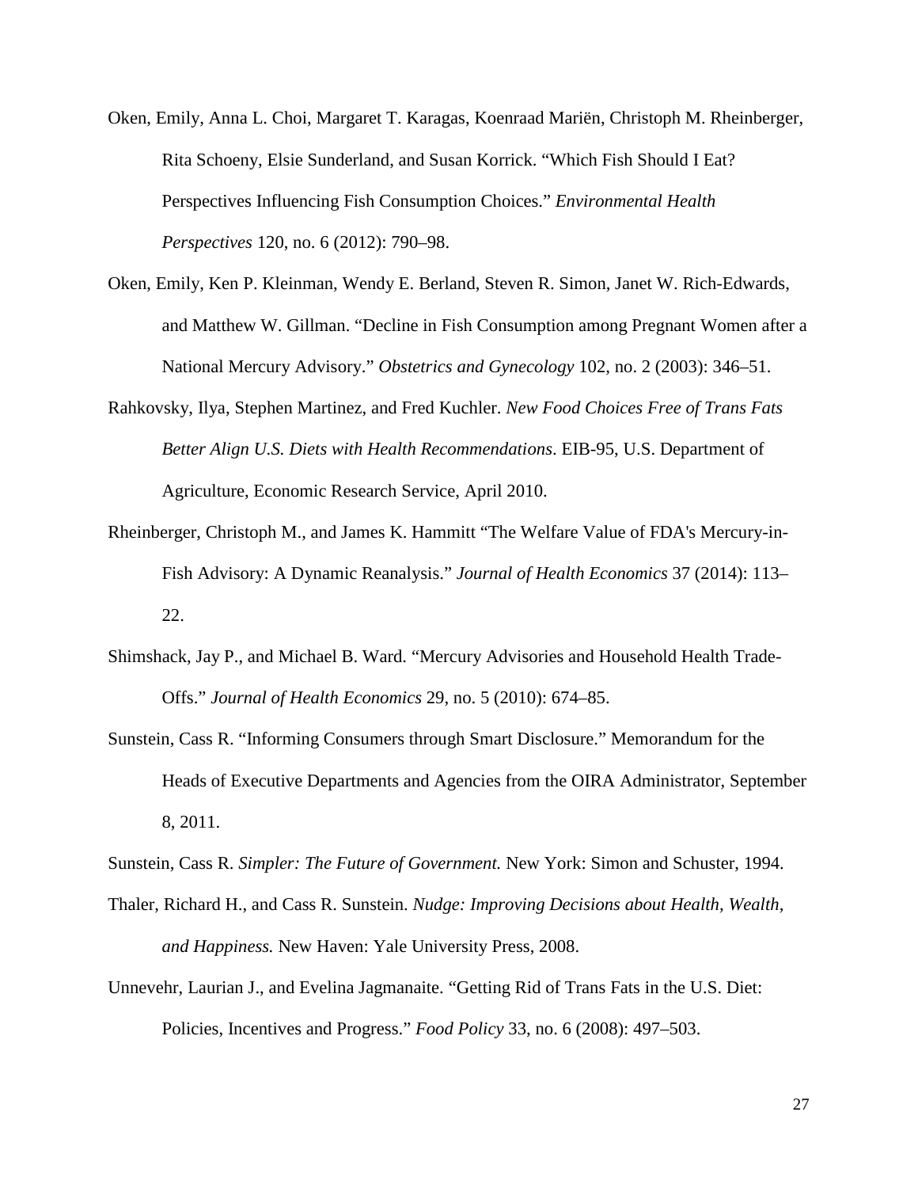Oken, Emily, Anna L. Choi, Margaret T. Karagas, Koenraad Mariën, Christoph M. Rheinberger, Rita Schoeny, Elsie Sunderland, and Susan Korrick. "Which Fish Should I Eat? Perspectives Influencing Fish Consumption Choices." *Environmental Health Perspectives* 120, no. 6 (2012): 790–98.

Oken, Emily, Ken P. Kleinman, Wendy E. Berland, Steven R. Simon, Janet W. Rich-Edwards, and Matthew W. Gillman. "Decline in Fish Consumption among Pregnant Women after a National Mercury Advisory." *Obstetrics and Gynecology* 102, no. 2 (2003): 346–51.

Rahkovsky, Ilya, Stephen Martinez, and Fred Kuchler. *New Food Choices Free of Trans Fats Better Align U.S. Diets with Health Recommendations*. EIB-95, U.S. Department of Agriculture, Economic Research Service, April 2010.

Rheinberger, Christoph M., and James K. Hammitt "The Welfare Value of FDA's Mercury-in-Fish Advisory: A Dynamic Reanalysis." *Journal of Health Economics* 37 (2014): 113–22.

Shimshack, Jay P., and Michael B. Ward. "Mercury Advisories and Household Health Trade-Offs." *Journal of Health Economics* 29, no. 5 (2010): 674–85.

Sunstein, Cass R. "Informing Consumers through Smart Disclosure." Memorandum for the Heads of Executive Departments and Agencies from the OIRA Administrator, September 8, 2011.

Sunstein, Cass R. *Simpler: The Future of Government.* New York: Simon and Schuster, 1994.

Thaler, Richard H., and Cass R. Sunstein. *Nudge: Improving Decisions about Health, Wealth, and Happiness.* New Haven: Yale University Press, 2008.

Unnevehr, Laurian J., and Evelina Jagmanaite. "Getting Rid of Trans Fats in the U.S. Diet: Policies, Incentives and Progress." *Food Policy* 33, no. 6 (2008): 497–503.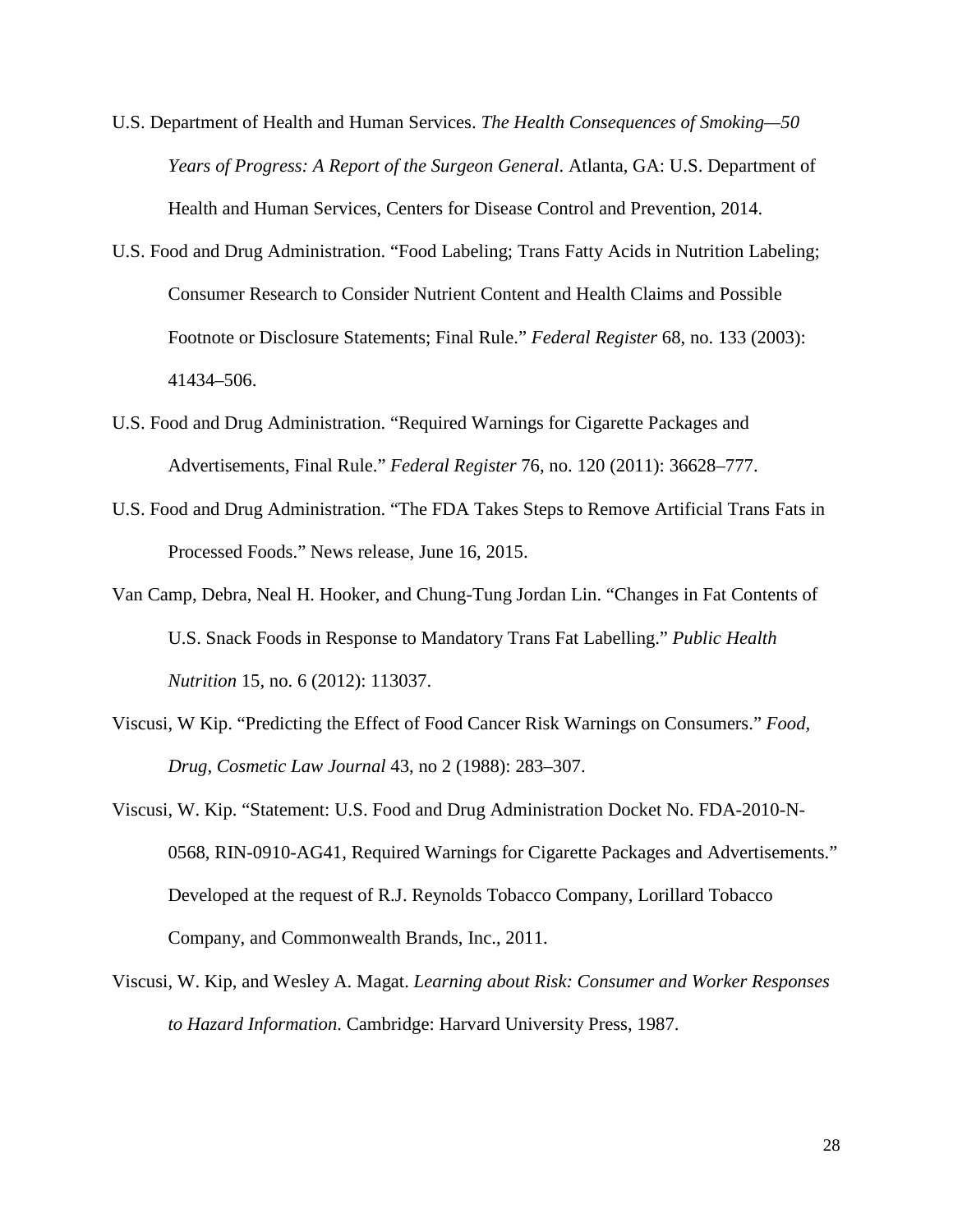U.S. Department of Health and Human Services. *The Health Consequences of Smoking—50 Years of Progress: A Report of the Surgeon General*. Atlanta, GA: U.S. Department of Health and Human Services, Centers for Disease Control and Prevention, 2014.

U.S. Food and Drug Administration. "Food Labeling; Trans Fatty Acids in Nutrition Labeling; Consumer Research to Consider Nutrient Content and Health Claims and Possible Footnote or Disclosure Statements; Final Rule." *Federal Register* 68, no. 133 (2003): 41434–506.

U.S. Food and Drug Administration. "Required Warnings for Cigarette Packages and Advertisements, Final Rule." *Federal Register* 76, no. 120 (2011): 36628–777.

U.S. Food and Drug Administration. "The FDA Takes Steps to Remove Artificial Trans Fats in Processed Foods." News release, June 16, 2015.

Van Camp, Debra, Neal H. Hooker, and Chung-Tung Jordan Lin. "Changes in Fat Contents of U.S. Snack Foods in Response to Mandatory Trans Fat Labelling." *Public Health Nutrition* 15, no. 6 (2012): 113037.

Viscusi, W Kip. "Predicting the Effect of Food Cancer Risk Warnings on Consumers." *Food, Drug, Cosmetic Law Journal* 43, no 2 (1988): 283–307.

Viscusi, W. Kip. "Statement: U.S. Food and Drug Administration Docket No. FDA-2010-N-0568, RIN-0910-AG41, Required Warnings for Cigarette Packages and Advertisements." Developed at the request of R.J. Reynolds Tobacco Company, Lorillard Tobacco Company, and Commonwealth Brands, Inc., 2011.

Viscusi, W. Kip, and Wesley A. Magat. *Learning about Risk: Consumer and Worker Responses to Hazard Information*. Cambridge: Harvard University Press, 1987.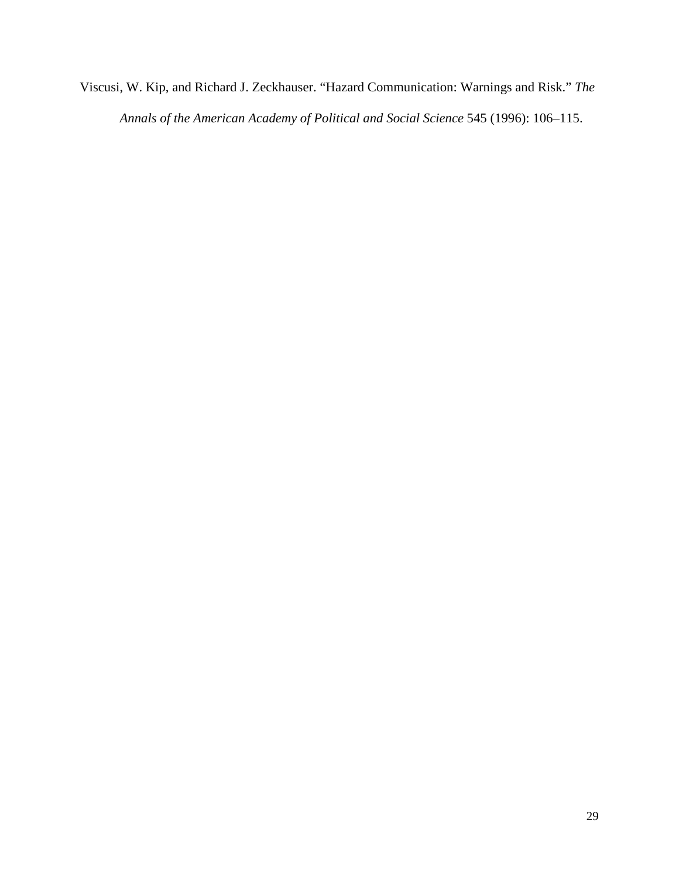Viscusi, W. Kip, and Richard J. Zeckhauser. "Hazard Communication: Warnings and Risk." *The Annals of the American Academy of Political and Social Science* 545 (1996): 106–115.